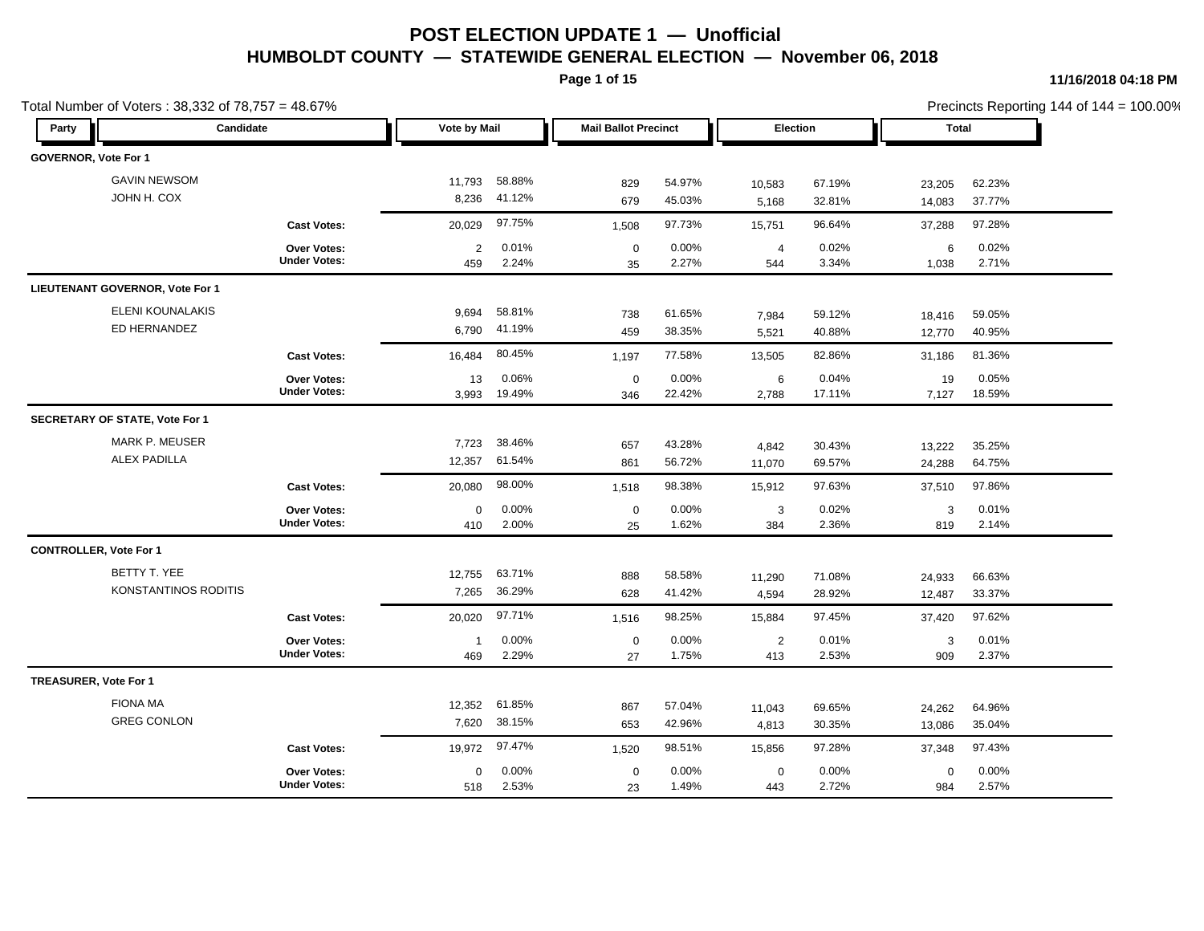# POST ELECTION UPDATE 1 — Unofficial

## HUMBOLDT COUNTY — STATEWIDE GENERAL ELECTION — November 06, 2018

11/16/2018 04:18 PM

Total Number of Voters : 38,332 of 78,757 = 48.67%

Precincts Reporting 144 of 144 = 100.00%

| Party | Candidate | Vote by Mail | | Mail Ballot Precinct | | Election | | Total | |
|---|---|---|---|---|---|---|---|---|---|
| **GOVERNOR, Vote For 1** | | | | | | | | | |
| | GAVIN NEWSOM | 11,793 | 58.88% | 829 | 54.97% | 10,583 | 67.19% | 23,205 | 62.23% |
| | JOHN H. COX | 8,236 | 41.12% | 679 | 45.03% | 5,168 | 32.81% | 14,083 | 37.77% |
| | **Cast Votes:** | 20,029 | 97.75% | 1,508 | 97.73% | 15,751 | 96.64% | 37,288 | 97.28% |
| | **Over Votes:** | 2 | 0.01% | 0 | 0.00% | 4 | 0.02% | 6 | 0.02% |
| | **Under Votes:** | 459 | 2.24% | 35 | 2.27% | 544 | 3.34% | 1,038 | 2.71% |
| **LIEUTENANT GOVERNOR, Vote For 1** | | | | | | | | | |
| | ELENI KOUNALAKIS | 9,694 | 58.81% | 738 | 61.65% | 7,984 | 59.12% | 18,416 | 59.05% |
| | ED HERNANDEZ | 6,790 | 41.19% | 459 | 38.35% | 5,521 | 40.88% | 12,770 | 40.95% |
| | **Cast Votes:** | 16,484 | 80.45% | 1,197 | 77.58% | 13,505 | 82.86% | 31,186 | 81.36% |
| | **Over Votes:** | 13 | 0.06% | 0 | 0.00% | 6 | 0.04% | 19 | 0.05% |
| | **Under Votes:** | 3,993 | 19.49% | 346 | 22.42% | 2,788 | 17.11% | 7,127 | 18.59% |
| **SECRETARY OF STATE, Vote For 1** | | | | | | | | | |
| | MARK P. MEUSER | 7,723 | 38.46% | 657 | 43.28% | 4,842 | 30.43% | 13,222 | 35.25% |
| | ALEX PADILLA | 12,357 | 61.54% | 861 | 56.72% | 11,070 | 69.57% | 24,288 | 64.75% |
| | **Cast Votes:** | 20,080 | 98.00% | 1,518 | 98.38% | 15,912 | 97.63% | 37,510 | 97.86% |
| | **Over Votes:** | 0 | 0.00% | 0 | 0.00% | 3 | 0.02% | 3 | 0.01% |
| | **Under Votes:** | 410 | 2.00% | 25 | 1.62% | 384 | 2.36% | 819 | 2.14% |
| **CONTROLLER, Vote For 1** | | | | | | | | | |
| | BETTY T. YEE | 12,755 | 63.71% | 888 | 58.58% | 11,290 | 71.08% | 24,933 | 66.63% |
| | KONSTANTINOS RODITIS | 7,265 | 36.29% | 628 | 41.42% | 4,594 | 28.92% | 12,487 | 33.37% |
| | **Cast Votes:** | 20,020 | 97.71% | 1,516 | 98.25% | 15,884 | 97.45% | 37,420 | 97.62% |
| | **Over Votes:** | 1 | 0.00% | 0 | 0.00% | 2 | 0.01% | 3 | 0.01% |
| | **Under Votes:** | 469 | 2.29% | 27 | 1.75% | 413 | 2.53% | 909 | 2.37% |
| **TREASURER, Vote For 1** | | | | | | | | | |
| | FIONA MA | 12,352 | 61.85% | 867 | 57.04% | 11,043 | 69.65% | 24,262 | 64.96% |
| | GREG CONLON | 7,620 | 38.15% | 653 | 42.96% | 4,813 | 30.35% | 13,086 | 35.04% |
| | **Cast Votes:** | 19,972 | 97.47% | 1,520 | 98.51% | 15,856 | 97.28% | 37,348 | 97.43% |
| | **Over Votes:** | 0 | 0.00% | 0 | 0.00% | 0 | 0.00% | 0 | 0.00% |
| | **Under Votes:** | 518 | 2.53% | 23 | 1.49% | 443 | 2.72% | 984 | 2.57% |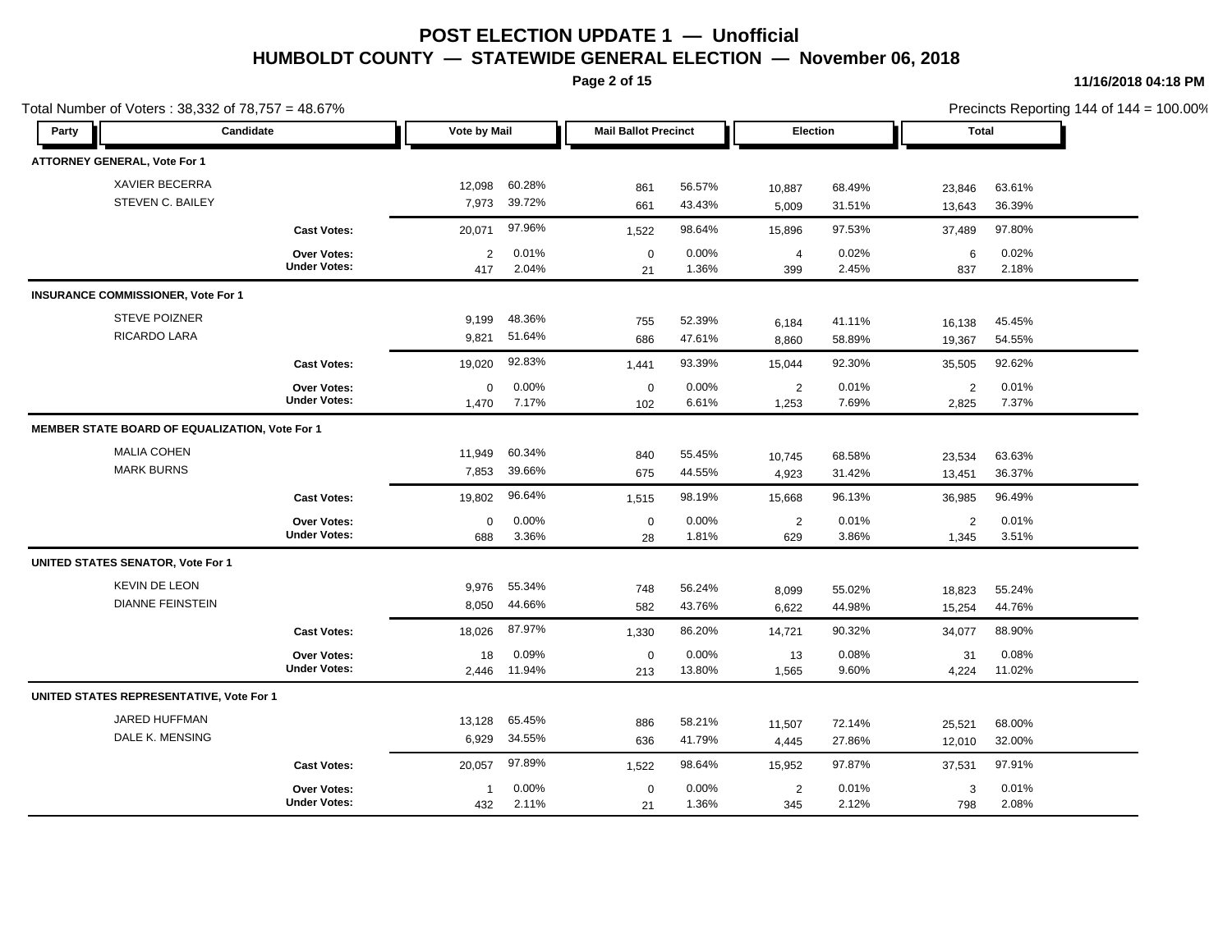# POST ELECTION UPDATE 1 — Unofficial

## HUMBOLDT COUNTY — STATEWIDE GENERAL ELECTION — November 06, 2018

11/16/2018 04:18 PM

Total Number of Voters : 38,332 of 78,757 = 48.67%

Precincts Reporting 144 of 144 = 100.00%

| Party | Candidate | | Vote by Mail | | Mail Ballot Precinct | | Election | | Total | |
|---|---|---|---|---|---|---|---|---|---|---|
| **ATTORNEY GENERAL, Vote For 1** | | | | | | | | | | |
| | XAVIER BECERRA | | 12,098 | 60.28% | 861 | 56.57% | 10,887 | 68.49% | 23,846 | 63.61% |
| | STEVEN C. BAILEY | | 7,973 | 39.72% | 661 | 43.43% | 5,009 | 31.51% | 13,643 | 36.39% |
| | | **Cast Votes:** | 20,071 | 97.96% | 1,522 | 98.64% | 15,896 | 97.53% | 37,489 | 97.80% |
| | | **Over Votes:** | 2 | 0.01% | 0 | 0.00% | 4 | 0.02% | 6 | 0.02% |
| | | **Under Votes:** | 417 | 2.04% | 21 | 1.36% | 399 | 2.45% | 837 | 2.18% |
| **INSURANCE COMMISSIONER, Vote For 1** | | | | | | | | | | |
| | STEVE POIZNER | | 9,199 | 48.36% | 755 | 52.39% | 6,184 | 41.11% | 16,138 | 45.45% |
| | RICARDO LARA | | 9,821 | 51.64% | 686 | 47.61% | 8,860 | 58.89% | 19,367 | 54.55% |
| | | **Cast Votes:** | 19,020 | 92.83% | 1,441 | 93.39% | 15,044 | 92.30% | 35,505 | 92.62% |
| | | **Over Votes:** | 0 | 0.00% | 0 | 0.00% | 2 | 0.01% | 2 | 0.01% |
| | | **Under Votes:** | 1,470 | 7.17% | 102 | 6.61% | 1,253 | 7.69% | 2,825 | 7.37% |
| **MEMBER STATE BOARD OF EQUALIZATION, Vote For 1** | | | | | | | | | | |
| | MALIA COHEN | | 11,949 | 60.34% | 840 | 55.45% | 10,745 | 68.58% | 23,534 | 63.63% |
| | MARK BURNS | | 7,853 | 39.66% | 675 | 44.55% | 4,923 | 31.42% | 13,451 | 36.37% |
| | | **Cast Votes:** | 19,802 | 96.64% | 1,515 | 98.19% | 15,668 | 96.13% | 36,985 | 96.49% |
| | | **Over Votes:** | 0 | 0.00% | 0 | 0.00% | 2 | 0.01% | 2 | 0.01% |
| | | **Under Votes:** | 688 | 3.36% | 28 | 1.81% | 629 | 3.86% | 1,345 | 3.51% |
| **UNITED STATES SENATOR, Vote For 1** | | | | | | | | | | |
| | KEVIN DE LEON | | 9,976 | 55.34% | 748 | 56.24% | 8,099 | 55.02% | 18,823 | 55.24% |
| | DIANNE FEINSTEIN | | 8,050 | 44.66% | 582 | 43.76% | 6,622 | 44.98% | 15,254 | 44.76% |
| | | **Cast Votes:** | 18,026 | 87.97% | 1,330 | 86.20% | 14,721 | 90.32% | 34,077 | 88.90% |
| | | **Over Votes:** | 18 | 0.09% | 0 | 0.00% | 13 | 0.08% | 31 | 0.08% |
| | | **Under Votes:** | 2,446 | 11.94% | 213 | 13.80% | 1,565 | 9.60% | 4,224 | 11.02% |
| **UNITED STATES REPRESENTATIVE, Vote For 1** | | | | | | | | | | |
| | JARED HUFFMAN | | 13,128 | 65.45% | 886 | 58.21% | 11,507 | 72.14% | 25,521 | 68.00% |
| | DALE K. MENSING | | 6,929 | 34.55% | 636 | 41.79% | 4,445 | 27.86% | 12,010 | 32.00% |
| | | **Cast Votes:** | 20,057 | 97.89% | 1,522 | 98.64% | 15,952 | 97.87% | 37,531 | 97.91% |
| | | **Over Votes:** | 1 | 0.00% | 0 | 0.00% | 2 | 0.01% | 3 | 0.01% |
| | | **Under Votes:** | 432 | 2.11% | 21 | 1.36% | 345 | 2.12% | 798 | 2.08% |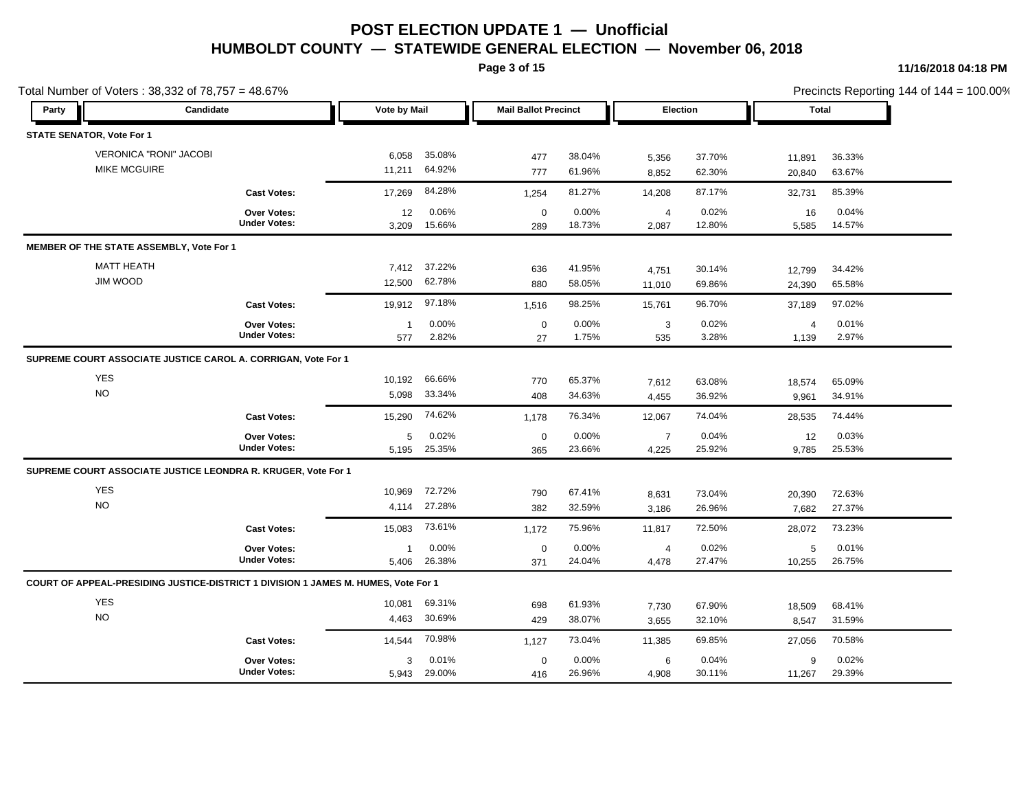# POST ELECTION UPDATE 1 — Unofficial

## HUMBOLDT COUNTY — STATEWIDE GENERAL ELECTION — November 06, 2018

11/16/2018 04:18 PM

Total Number of Voters : 38,332 of 78,757 = 48.67%

Precincts Reporting 144 of 144 = 100.00%

| Party | Candidate | Vote by Mail | | Mail Ballot Precinct | | Election | | Total | |
|---|---|---|---|---|---|---|---|---|---|
| **STATE SENATOR, Vote For 1** | | | | | | | | | |
| | VERONICA "RONI" JACOBI | 6,058 | 35.08% | 477 | 38.04% | 5,356 | 37.70% | 11,891 | 36.33% |
| | MIKE MCGUIRE | 11,211 | 64.92% | 777 | 61.96% | 8,852 | 62.30% | 20,840 | 63.67% |
| | **Cast Votes:** | 17,269 | 84.28% | 1,254 | 81.27% | 14,208 | 87.17% | 32,731 | 85.39% |
| | **Over Votes:** | 12 | 0.06% | 0 | 0.00% | 4 | 0.02% | 16 | 0.04% |
| | **Under Votes:** | 3,209 | 15.66% | 289 | 18.73% | 2,087 | 12.80% | 5,585 | 14.57% |
| **MEMBER OF THE STATE ASSEMBLY, Vote For 1** | | | | | | | | | |
| | MATT HEATH | 7,412 | 37.22% | 636 | 41.95% | 4,751 | 30.14% | 12,799 | 34.42% |
| | JIM WOOD | 12,500 | 62.78% | 880 | 58.05% | 11,010 | 69.86% | 24,390 | 65.58% |
| | **Cast Votes:** | 19,912 | 97.18% | 1,516 | 98.25% | 15,761 | 96.70% | 37,189 | 97.02% |
| | **Over Votes:** | 1 | 0.00% | 0 | 0.00% | 3 | 0.02% | 4 | 0.01% |
| | **Under Votes:** | 577 | 2.82% | 27 | 1.75% | 535 | 3.28% | 1,139 | 2.97% |
| **SUPREME COURT ASSOCIATE JUSTICE CAROL A. CORRIGAN, Vote For 1** | | | | | | | | | |
| | YES | 10,192 | 66.66% | 770 | 65.37% | 7,612 | 63.08% | 18,574 | 65.09% |
| | NO | 5,098 | 33.34% | 408 | 34.63% | 4,455 | 36.92% | 9,961 | 34.91% |
| | **Cast Votes:** | 15,290 | 74.62% | 1,178 | 76.34% | 12,067 | 74.04% | 28,535 | 74.44% |
| | **Over Votes:** | 5 | 0.02% | 0 | 0.00% | 7 | 0.04% | 12 | 0.03% |
| | **Under Votes:** | 5,195 | 25.35% | 365 | 23.66% | 4,225 | 25.92% | 9,785 | 25.53% |
| **SUPREME COURT ASSOCIATE JUSTICE LEONDRA R. KRUGER, Vote For 1** | | | | | | | | | |
| | YES | 10,969 | 72.72% | 790 | 67.41% | 8,631 | 73.04% | 20,390 | 72.63% |
| | NO | 4,114 | 27.28% | 382 | 32.59% | 3,186 | 26.96% | 7,682 | 27.37% |
| | **Cast Votes:** | 15,083 | 73.61% | 1,172 | 75.96% | 11,817 | 72.50% | 28,072 | 73.23% |
| | **Over Votes:** | 1 | 0.00% | 0 | 0.00% | 4 | 0.02% | 5 | 0.01% |
| | **Under Votes:** | 5,406 | 26.38% | 371 | 24.04% | 4,478 | 27.47% | 10,255 | 26.75% |
| **COURT OF APPEAL-PRESIDING JUSTICE-DISTRICT 1 DIVISION 1 JAMES M. HUMES, Vote For 1** | | | | | | | | | |
| | YES | 10,081 | 69.31% | 698 | 61.93% | 7,730 | 67.90% | 18,509 | 68.41% |
| | NO | 4,463 | 30.69% | 429 | 38.07% | 3,655 | 32.10% | 8,547 | 31.59% |
| | **Cast Votes:** | 14,544 | 70.98% | 1,127 | 73.04% | 11,385 | 69.85% | 27,056 | 70.58% |
| | **Over Votes:** | 3 | 0.01% | 0 | 0.00% | 6 | 0.04% | 9 | 0.02% |
| | **Under Votes:** | 5,943 | 29.00% | 416 | 26.96% | 4,908 | 30.11% | 11,267 | 29.39% |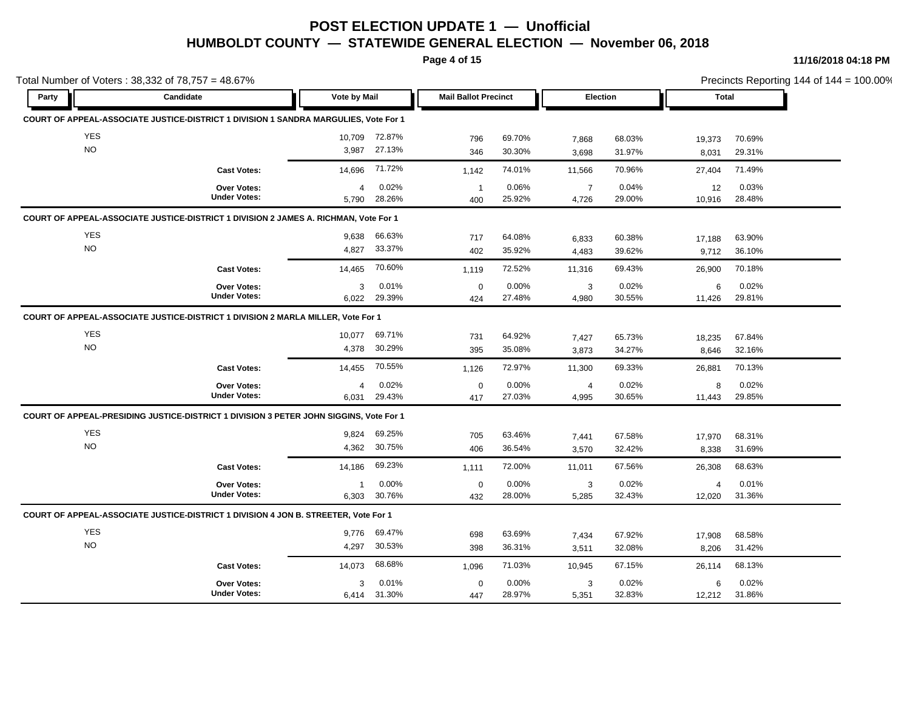# POST ELECTION UPDATE 1 — Unofficial

## HUMBOLDT COUNTY — STATEWIDE GENERAL ELECTION — November 06, 2018

11/16/2018 04:18 PM

Total Number of Voters : 38,332 of 78,757 = 48.67%

Precincts Reporting 144 of 144 = 100.00%

| Party | Candidate | Vote by Mail | | Mail Ballot Precinct | | Election | | Total | |
|---|---|---|---|---|---|---|---|---|---|
| **COURT OF APPEAL-ASSOCIATE JUSTICE-DISTRICT 1 DIVISION 1 SANDRA MARGULIES, Vote For 1** | | | | | | | | | |
| | YES | 10,709 | 72.87% | 796 | 69.70% | 7,868 | 68.03% | 19,373 | 70.69% |
| | NO | 3,987 | 27.13% | 346 | 30.30% | 3,698 | 31.97% | 8,031 | 29.31% |
| | **Cast Votes:** | 14,696 | 71.72% | 1,142 | 74.01% | 11,566 | 70.96% | 27,404 | 71.49% |
| | **Over Votes:** | 4 | 0.02% | 1 | 0.06% | 7 | 0.04% | 12 | 0.03% |
| | **Under Votes:** | 5,790 | 28.26% | 400 | 25.92% | 4,726 | 29.00% | 10,916 | 28.48% |
| **COURT OF APPEAL-ASSOCIATE JUSTICE-DISTRICT 1 DIVISION 2 JAMES A. RICHMAN, Vote For 1** | | | | | | | | | |
| | YES | 9,638 | 66.63% | 717 | 64.08% | 6,833 | 60.38% | 17,188 | 63.90% |
| | NO | 4,827 | 33.37% | 402 | 35.92% | 4,483 | 39.62% | 9,712 | 36.10% |
| | **Cast Votes:** | 14,465 | 70.60% | 1,119 | 72.52% | 11,316 | 69.43% | 26,900 | 70.18% |
| | **Over Votes:** | 3 | 0.01% | 0 | 0.00% | 3 | 0.02% | 6 | 0.02% |
| | **Under Votes:** | 6,022 | 29.39% | 424 | 27.48% | 4,980 | 30.55% | 11,426 | 29.81% |
| **COURT OF APPEAL-ASSOCIATE JUSTICE-DISTRICT 1 DIVISION 2 MARLA MILLER, Vote For 1** | | | | | | | | | |
| | YES | 10,077 | 69.71% | 731 | 64.92% | 7,427 | 65.73% | 18,235 | 67.84% |
| | NO | 4,378 | 30.29% | 395 | 35.08% | 3,873 | 34.27% | 8,646 | 32.16% |
| | **Cast Votes:** | 14,455 | 70.55% | 1,126 | 72.97% | 11,300 | 69.33% | 26,881 | 70.13% |
| | **Over Votes:** | 4 | 0.02% | 0 | 0.00% | 4 | 0.02% | 8 | 0.02% |
| | **Under Votes:** | 6,031 | 29.43% | 417 | 27.03% | 4,995 | 30.65% | 11,443 | 29.85% |
| **COURT OF APPEAL-PRESIDING JUSTICE-DISTRICT 1 DIVISION 3 PETER JOHN SIGGINS, Vote For 1** | | | | | | | | | |
| | YES | 9,824 | 69.25% | 705 | 63.46% | 7,441 | 67.58% | 17,970 | 68.31% |
| | NO | 4,362 | 30.75% | 406 | 36.54% | 3,570 | 32.42% | 8,338 | 31.69% |
| | **Cast Votes:** | 14,186 | 69.23% | 1,111 | 72.00% | 11,011 | 67.56% | 26,308 | 68.63% |
| | **Over Votes:** | 1 | 0.00% | 0 | 0.00% | 3 | 0.02% | 4 | 0.01% |
| | **Under Votes:** | 6,303 | 30.76% | 432 | 28.00% | 5,285 | 32.43% | 12,020 | 31.36% |
| **COURT OF APPEAL-ASSOCIATE JUSTICE-DISTRICT 1 DIVISION 4 JON B. STREETER, Vote For 1** | | | | | | | | | |
| | YES | 9,776 | 69.47% | 698 | 63.69% | 7,434 | 67.92% | 17,908 | 68.58% |
| | NO | 4,297 | 30.53% | 398 | 36.31% | 3,511 | 32.08% | 8,206 | 31.42% |
| | **Cast Votes:** | 14,073 | 68.68% | 1,096 | 71.03% | 10,945 | 67.15% | 26,114 | 68.13% |
| | **Over Votes:** | 3 | 0.01% | 0 | 0.00% | 3 | 0.02% | 6 | 0.02% |
| | **Under Votes:** | 6,414 | 31.30% | 447 | 28.97% | 5,351 | 32.83% | 12,212 | 31.86% |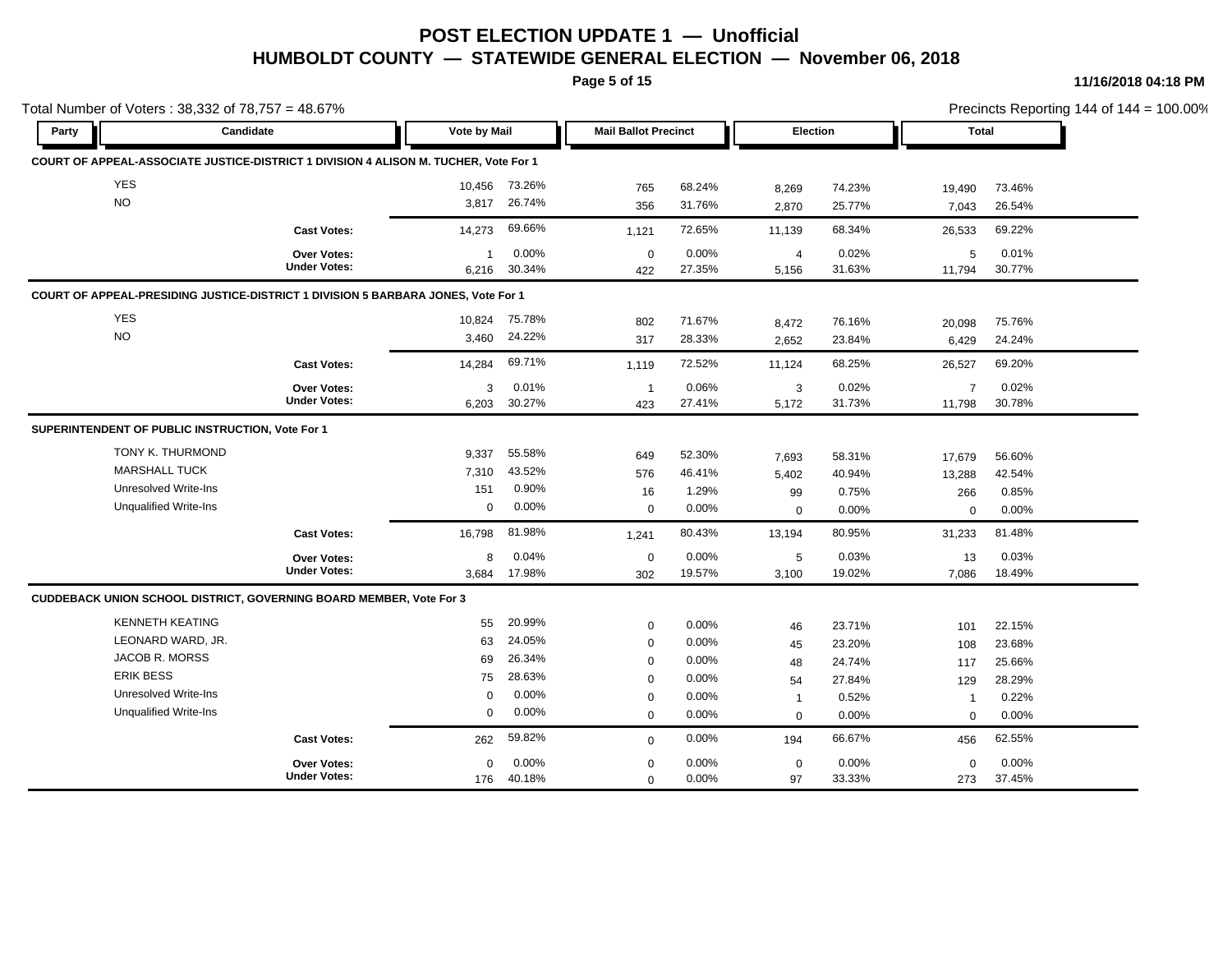# POST ELECTION UPDATE 1 — Unofficial

## HUMBOLDT COUNTY — STATEWIDE GENERAL ELECTION — November 06, 2018

11/16/2018 04:18 PM

Total Number of Voters : 38,332 of 78,757 = 48.67%

Precincts Reporting 144 of 144 = 100.00%

| Party | Candidate | Vote by Mail | | Mail Ballot Precinct | | Election | | Total | |
|---|---|---|---|---|---|---|---|---|---|
| **COURT OF APPEAL-ASSOCIATE JUSTICE-DISTRICT 1 DIVISION 4 ALISON M. TUCHER, Vote For 1** | | | | | | | | | |
| | YES | 10,456 | 73.26% | 765 | 68.24% | 8,269 | 74.23% | 19,490 | 73.46% |
| | NO | 3,817 | 26.74% | 356 | 31.76% | 2,870 | 25.77% | 7,043 | 26.54% |
| | **Cast Votes:** | 14,273 | 69.66% | 1,121 | 72.65% | 11,139 | 68.34% | 26,533 | 69.22% |
| | **Over Votes:** | 1 | 0.00% | 0 | 0.00% | 4 | 0.02% | 5 | 0.01% |
| | **Under Votes:** | 6,216 | 30.34% | 422 | 27.35% | 5,156 | 31.63% | 11,794 | 30.77% |
| **COURT OF APPEAL-PRESIDING JUSTICE-DISTRICT 1 DIVISION 5 BARBARA JONES, Vote For 1** | | | | | | | | | |
| | YES | 10,824 | 75.78% | 802 | 71.67% | 8,472 | 76.16% | 20,098 | 75.76% |
| | NO | 3,460 | 24.22% | 317 | 28.33% | 2,652 | 23.84% | 6,429 | 24.24% |
| | **Cast Votes:** | 14,284 | 69.71% | 1,119 | 72.52% | 11,124 | 68.25% | 26,527 | 69.20% |
| | **Over Votes:** | 3 | 0.01% | 1 | 0.06% | 3 | 0.02% | 7 | 0.02% |
| | **Under Votes:** | 6,203 | 30.27% | 423 | 27.41% | 5,172 | 31.73% | 11,798 | 30.78% |
| **SUPERINTENDENT OF PUBLIC INSTRUCTION, Vote For 1** | | | | | | | | | |
| | TONY K. THURMOND | 9,337 | 55.58% | 649 | 52.30% | 7,693 | 58.31% | 17,679 | 56.60% |
| | MARSHALL TUCK | 7,310 | 43.52% | 576 | 46.41% | 5,402 | 40.94% | 13,288 | 42.54% |
| | Unresolved Write-Ins | 151 | 0.90% | 16 | 1.29% | 99 | 0.75% | 266 | 0.85% |
| | Unqualified Write-Ins | 0 | 0.00% | 0 | 0.00% | 0 | 0.00% | 0 | 0.00% |
| | **Cast Votes:** | 16,798 | 81.98% | 1,241 | 80.43% | 13,194 | 80.95% | 31,233 | 81.48% |
| | **Over Votes:** | 8 | 0.04% | 0 | 0.00% | 5 | 0.03% | 13 | 0.03% |
| | **Under Votes:** | 3,684 | 17.98% | 302 | 19.57% | 3,100 | 19.02% | 7,086 | 18.49% |
| **CUDDEBACK UNION SCHOOL DISTRICT, GOVERNING BOARD MEMBER, Vote For 3** | | | | | | | | | |
| | KENNETH KEATING | 55 | 20.99% | 0 | 0.00% | 46 | 23.71% | 101 | 22.15% |
| | LEONARD WARD, JR. | 63 | 24.05% | 0 | 0.00% | 45 | 23.20% | 108 | 23.68% |
| | JACOB R. MORSS | 69 | 26.34% | 0 | 0.00% | 48 | 24.74% | 117 | 25.66% |
| | ERIK BESS | 75 | 28.63% | 0 | 0.00% | 54 | 27.84% | 129 | 28.29% |
| | Unresolved Write-Ins | 0 | 0.00% | 0 | 0.00% | 1 | 0.52% | 1 | 0.22% |
| | Unqualified Write-Ins | 0 | 0.00% | 0 | 0.00% | 0 | 0.00% | 0 | 0.00% |
| | **Cast Votes:** | 262 | 59.82% | 0 | 0.00% | 194 | 66.67% | 456 | 62.55% |
| | **Over Votes:** | 0 | 0.00% | 0 | 0.00% | 0 | 0.00% | 0 | 0.00% |
| | **Under Votes:** | 176 | 40.18% | 0 | 0.00% | 97 | 33.33% | 273 | 37.45% |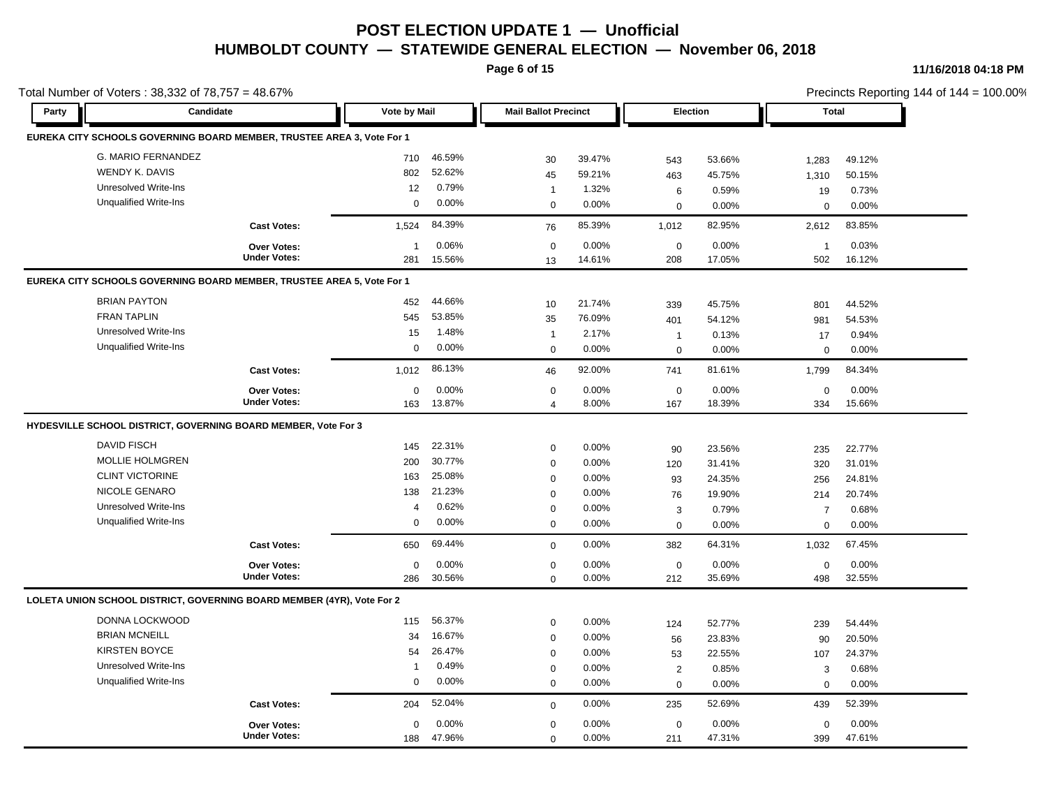# POST ELECTION UPDATE 1 — Unofficial

## HUMBOLDT COUNTY — STATEWIDE GENERAL ELECTION — November 06, 2018

11/16/2018 04:18 PM

Total Number of Voters : 38,332 of 78,757 = 48.67%

Precincts Reporting 144 of 144 = 100.00%

| Party | Candidate | Vote by Mail | | Mail Ballot Precinct | | Election | | Total | |
|---|---|---|---|---|---|---|---|---|---|
| **EUREKA CITY SCHOOLS GOVERNING BOARD MEMBER, TRUSTEE AREA 3, Vote For 1** | | | | | | | | | |
| | G. MARIO FERNANDEZ | 710 | 46.59% | 30 | 39.47% | 543 | 53.66% | 1,283 | 49.12% |
| | WENDY K. DAVIS | 802 | 52.62% | 45 | 59.21% | 463 | 45.75% | 1,310 | 50.15% |
| | Unresolved Write-Ins | 12 | 0.79% | 1 | 1.32% | 6 | 0.59% | 19 | 0.73% |
| | Unqualified Write-Ins | 0 | 0.00% | 0 | 0.00% | 0 | 0.00% | 0 | 0.00% |
| | **Cast Votes:** | 1,524 | 84.39% | 76 | 85.39% | 1,012 | 82.95% | 2,612 | 83.85% |
| | **Over Votes:** | 1 | 0.06% | 0 | 0.00% | 0 | 0.00% | 1 | 0.03% |
| | **Under Votes:** | 281 | 15.56% | 13 | 14.61% | 208 | 17.05% | 502 | 16.12% |
| **EUREKA CITY SCHOOLS GOVERNING BOARD MEMBER, TRUSTEE AREA 5, Vote For 1** | | | | | | | | | |
| | BRIAN PAYTON | 452 | 44.66% | 10 | 21.74% | 339 | 45.75% | 801 | 44.52% |
| | FRAN TAPLIN | 545 | 53.85% | 35 | 76.09% | 401 | 54.12% | 981 | 54.53% |
| | Unresolved Write-Ins | 15 | 1.48% | 1 | 2.17% | 1 | 0.13% | 17 | 0.94% |
| | Unqualified Write-Ins | 0 | 0.00% | 0 | 0.00% | 0 | 0.00% | 0 | 0.00% |
| | **Cast Votes:** | 1,012 | 86.13% | 46 | 92.00% | 741 | 81.61% | 1,799 | 84.34% |
| | **Over Votes:** | 0 | 0.00% | 0 | 0.00% | 0 | 0.00% | 0 | 0.00% |
| | **Under Votes:** | 163 | 13.87% | 4 | 8.00% | 167 | 18.39% | 334 | 15.66% |
| **HYDESVILLE SCHOOL DISTRICT, GOVERNING BOARD MEMBER, Vote For 3** | | | | | | | | | |
| | DAVID FISCH | 145 | 22.31% | 0 | 0.00% | 90 | 23.56% | 235 | 22.77% |
| | MOLLIE HOLMGREN | 200 | 30.77% | 0 | 0.00% | 120 | 31.41% | 320 | 31.01% |
| | CLINT VICTORINE | 163 | 25.08% | 0 | 0.00% | 93 | 24.35% | 256 | 24.81% |
| | NICOLE GENARO | 138 | 21.23% | 0 | 0.00% | 76 | 19.90% | 214 | 20.74% |
| | Unresolved Write-Ins | 4 | 0.62% | 0 | 0.00% | 3 | 0.79% | 7 | 0.68% |
| | Unqualified Write-Ins | 0 | 0.00% | 0 | 0.00% | 0 | 0.00% | 0 | 0.00% |
| | **Cast Votes:** | 650 | 69.44% | 0 | 0.00% | 382 | 64.31% | 1,032 | 67.45% |
| | **Over Votes:** | 0 | 0.00% | 0 | 0.00% | 0 | 0.00% | 0 | 0.00% |
| | **Under Votes:** | 286 | 30.56% | 0 | 0.00% | 212 | 35.69% | 498 | 32.55% |
| **LOLETA UNION SCHOOL DISTRICT, GOVERNING BOARD MEMBER (4YR), Vote For 2** | | | | | | | | | |
| | DONNA LOCKWOOD | 115 | 56.37% | 0 | 0.00% | 124 | 52.77% | 239 | 54.44% |
| | BRIAN MCNEILL | 34 | 16.67% | 0 | 0.00% | 56 | 23.83% | 90 | 20.50% |
| | KIRSTEN BOYCE | 54 | 26.47% | 0 | 0.00% | 53 | 22.55% | 107 | 24.37% |
| | Unresolved Write-Ins | 1 | 0.49% | 0 | 0.00% | 2 | 0.85% | 3 | 0.68% |
| | Unqualified Write-Ins | 0 | 0.00% | 0 | 0.00% | 0 | 0.00% | 0 | 0.00% |
| | **Cast Votes:** | 204 | 52.04% | 0 | 0.00% | 235 | 52.69% | 439 | 52.39% |
| | **Over Votes:** | 0 | 0.00% | 0 | 0.00% | 0 | 0.00% | 0 | 0.00% |
| | **Under Votes:** | 188 | 47.96% | 0 | 0.00% | 211 | 47.31% | 399 | 47.61% |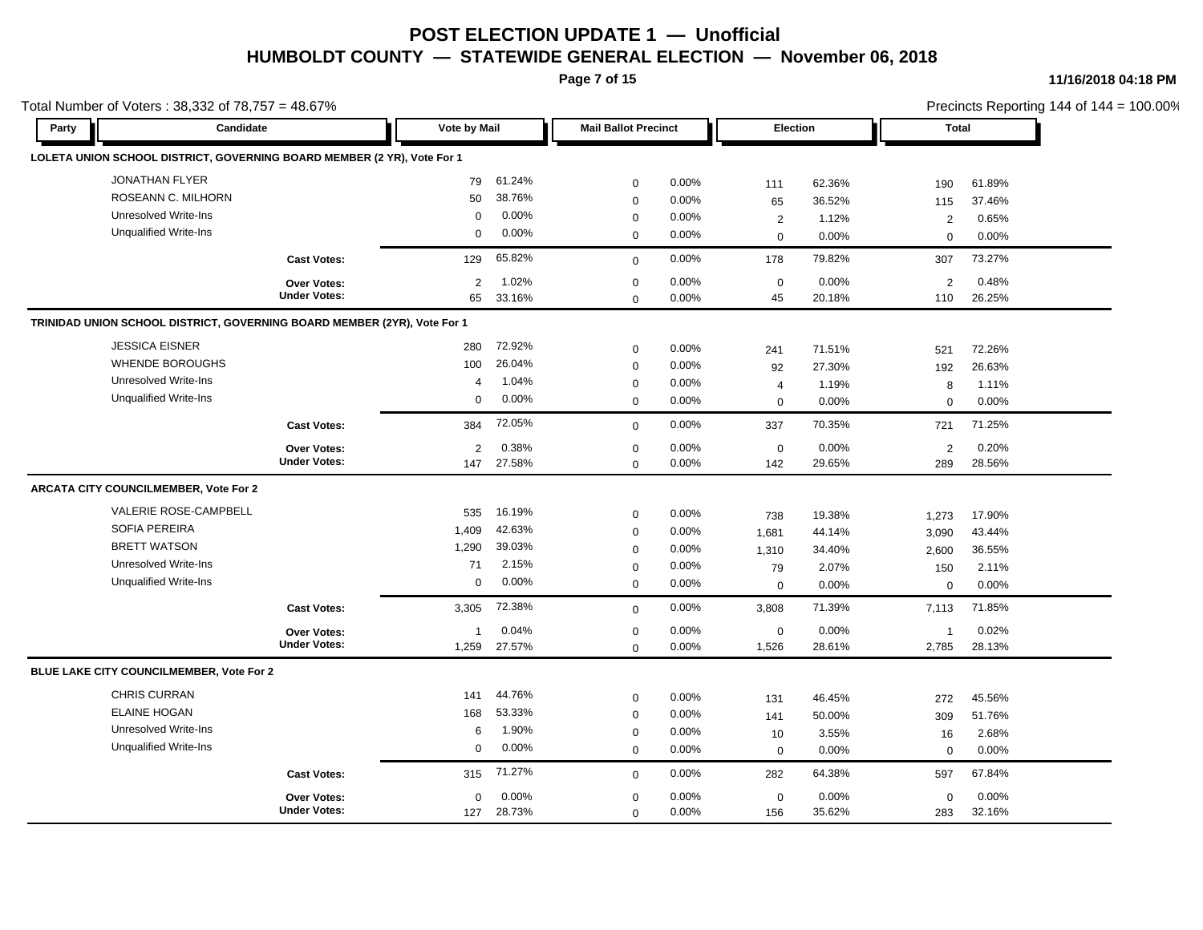# POST ELECTION UPDATE 1 — Unofficial

## HUMBOLDT COUNTY — STATEWIDE GENERAL ELECTION — November 06, 2018

11/16/2018 04:18 PM

Total Number of Voters : 38,332 of 78,757 = 48.67%

Precincts Reporting 144 of 144 = 100.00%

| Party | Candidate | Vote by Mail | | Mail Ballot Precinct | | Election | | Total | |
|---|---|---|---|---|---|---|---|---|---|
| **LOLETA UNION SCHOOL DISTRICT, GOVERNING BOARD MEMBER (2 YR), Vote For 1** | | | | | | | | | |
| | JONATHAN FLYER | 79 | 61.24% | 0 | 0.00% | 111 | 62.36% | 190 | 61.89% |
| | ROSEANN C. MILHORN | 50 | 38.76% | 0 | 0.00% | 65 | 36.52% | 115 | 37.46% |
| | Unresolved Write-Ins | 0 | 0.00% | 0 | 0.00% | 2 | 1.12% | 2 | 0.65% |
| | Unqualified Write-Ins | 0 | 0.00% | 0 | 0.00% | 0 | 0.00% | 0 | 0.00% |
| | **Cast Votes:** | 129 | 65.82% | 0 | 0.00% | 178 | 79.82% | 307 | 73.27% |
| | **Over Votes:** | 2 | 1.02% | 0 | 0.00% | 0 | 0.00% | 2 | 0.48% |
| | **Under Votes:** | 65 | 33.16% | 0 | 0.00% | 45 | 20.18% | 110 | 26.25% |
| **TRINIDAD UNION SCHOOL DISTRICT, GOVERNING BOARD MEMBER (2YR), Vote For 1** | | | | | | | | | |
| | JESSICA EISNER | 280 | 72.92% | 0 | 0.00% | 241 | 71.51% | 521 | 72.26% |
| | WHENDE BOROUGHS | 100 | 26.04% | 0 | 0.00% | 92 | 27.30% | 192 | 26.63% |
| | Unresolved Write-Ins | 4 | 1.04% | 0 | 0.00% | 4 | 1.19% | 8 | 1.11% |
| | Unqualified Write-Ins | 0 | 0.00% | 0 | 0.00% | 0 | 0.00% | 0 | 0.00% |
| | **Cast Votes:** | 384 | 72.05% | 0 | 0.00% | 337 | 70.35% | 721 | 71.25% |
| | **Over Votes:** | 2 | 0.38% | 0 | 0.00% | 0 | 0.00% | 2 | 0.20% |
| | **Under Votes:** | 147 | 27.58% | 0 | 0.00% | 142 | 29.65% | 289 | 28.56% |
| **ARCATA CITY COUNCILMEMBER, Vote For 2** | | | | | | | | | |
| | VALERIE ROSE-CAMPBELL | 535 | 16.19% | 0 | 0.00% | 738 | 19.38% | 1,273 | 17.90% |
| | SOFIA PEREIRA | 1,409 | 42.63% | 0 | 0.00% | 1,681 | 44.14% | 3,090 | 43.44% |
| | BRETT WATSON | 1,290 | 39.03% | 0 | 0.00% | 1,310 | 34.40% | 2,600 | 36.55% |
| | Unresolved Write-Ins | 71 | 2.15% | 0 | 0.00% | 79 | 2.07% | 150 | 2.11% |
| | Unqualified Write-Ins | 0 | 0.00% | 0 | 0.00% | 0 | 0.00% | 0 | 0.00% |
| | **Cast Votes:** | 3,305 | 72.38% | 0 | 0.00% | 3,808 | 71.39% | 7,113 | 71.85% |
| | **Over Votes:** | 1 | 0.04% | 0 | 0.00% | 0 | 0.00% | 1 | 0.02% |
| | **Under Votes:** | 1,259 | 27.57% | 0 | 0.00% | 1,526 | 28.61% | 2,785 | 28.13% |
| **BLUE LAKE CITY COUNCILMEMBER, Vote For 2** | | | | | | | | | |
| | CHRIS CURRAN | 141 | 44.76% | 0 | 0.00% | 131 | 46.45% | 272 | 45.56% |
| | ELAINE HOGAN | 168 | 53.33% | 0 | 0.00% | 141 | 50.00% | 309 | 51.76% |
| | Unresolved Write-Ins | 6 | 1.90% | 0 | 0.00% | 10 | 3.55% | 16 | 2.68% |
| | Unqualified Write-Ins | 0 | 0.00% | 0 | 0.00% | 0 | 0.00% | 0 | 0.00% |
| | **Cast Votes:** | 315 | 71.27% | 0 | 0.00% | 282 | 64.38% | 597 | 67.84% |
| | **Over Votes:** | 0 | 0.00% | 0 | 0.00% | 0 | 0.00% | 0 | 0.00% |
| | **Under Votes:** | 127 | 28.73% | 0 | 0.00% | 156 | 35.62% | 283 | 32.16% |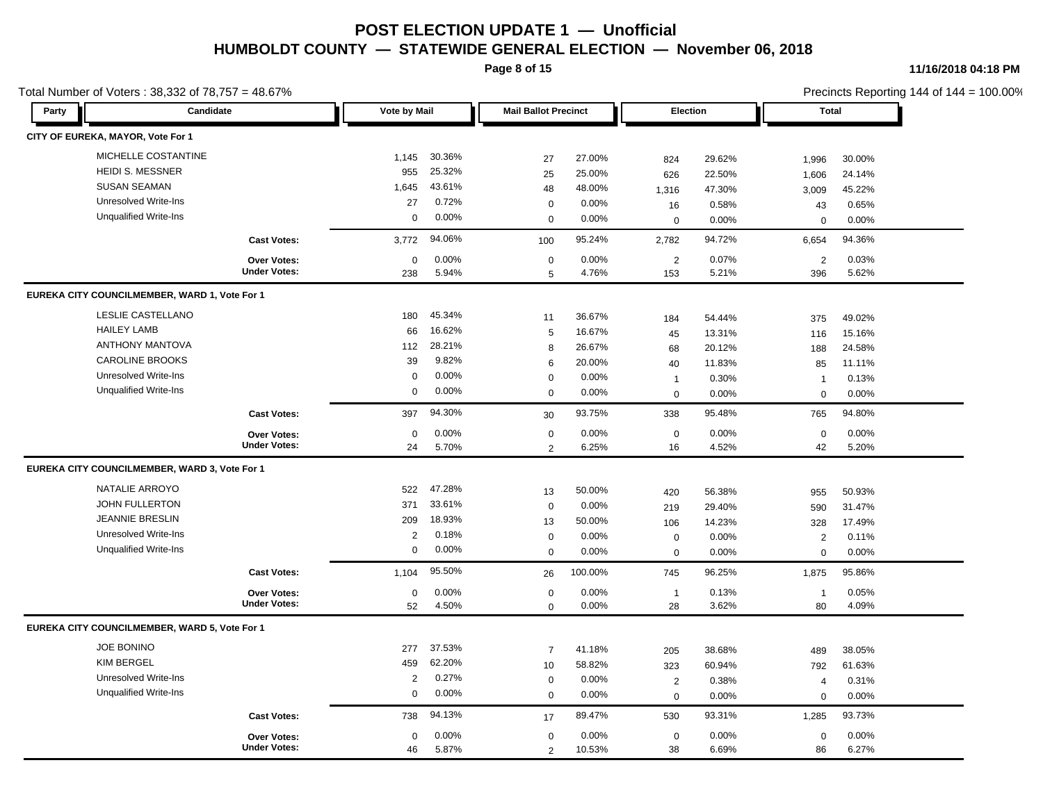# POST ELECTION UPDATE 1 — Unofficial

## HUMBOLDT COUNTY — STATEWIDE GENERAL ELECTION — November 06, 2018

11/16/2018 04:18 PM

Total Number of Voters : 38,332 of 78,757 = 48.67%

Precincts Reporting 144 of 144 = 100.00%

| Party | Candidate | Vote by Mail | | Mail Ballot Precinct | | Election | | Total | |
|---|---|---|---|---|---|---|---|---|---|
| **CITY OF EUREKA, MAYOR, Vote For 1** | | | | | | | | | |
| | MICHELLE COSTANTINE | 1,145 | 30.36% | 27 | 27.00% | 824 | 29.62% | 1,996 | 30.00% |
| | HEIDI S. MESSNER | 955 | 25.32% | 25 | 25.00% | 626 | 22.50% | 1,606 | 24.14% |
| | SUSAN SEAMAN | 1,645 | 43.61% | 48 | 48.00% | 1,316 | 47.30% | 3,009 | 45.22% |
| | Unresolved Write-Ins | 27 | 0.72% | 0 | 0.00% | 16 | 0.58% | 43 | 0.65% |
| | Unqualified Write-Ins | 0 | 0.00% | 0 | 0.00% | 0 | 0.00% | 0 | 0.00% |
| | **Cast Votes:** | 3,772 | 94.06% | 100 | 95.24% | 2,782 | 94.72% | 6,654 | 94.36% |
| | **Over Votes:** | 0 | 0.00% | 0 | 0.00% | 2 | 0.07% | 2 | 0.03% |
| | **Under Votes:** | 238 | 5.94% | 5 | 4.76% | 153 | 5.21% | 396 | 5.62% |
| **EUREKA CITY COUNCILMEMBER, WARD 1, Vote For 1** | | | | | | | | | |
| | LESLIE CASTELLANO | 180 | 45.34% | 11 | 36.67% | 184 | 54.44% | 375 | 49.02% |
| | HAILEY LAMB | 66 | 16.62% | 5 | 16.67% | 45 | 13.31% | 116 | 15.16% |
| | ANTHONY MANTOVA | 112 | 28.21% | 8 | 26.67% | 68 | 20.12% | 188 | 24.58% |
| | CAROLINE BROOKS | 39 | 9.82% | 6 | 20.00% | 40 | 11.83% | 85 | 11.11% |
| | Unresolved Write-Ins | 0 | 0.00% | 0 | 0.00% | 1 | 0.30% | 1 | 0.13% |
| | Unqualified Write-Ins | 0 | 0.00% | 0 | 0.00% | 0 | 0.00% | 0 | 0.00% |
| | **Cast Votes:** | 397 | 94.30% | 30 | 93.75% | 338 | 95.48% | 765 | 94.80% |
| | **Over Votes:** | 0 | 0.00% | 0 | 0.00% | 0 | 0.00% | 0 | 0.00% |
| | **Under Votes:** | 24 | 5.70% | 2 | 6.25% | 16 | 4.52% | 42 | 5.20% |
| **EUREKA CITY COUNCILMEMBER, WARD 3, Vote For 1** | | | | | | | | | |
| | NATALIE ARROYO | 522 | 47.28% | 13 | 50.00% | 420 | 56.38% | 955 | 50.93% |
| | JOHN FULLERTON | 371 | 33.61% | 0 | 0.00% | 219 | 29.40% | 590 | 31.47% |
| | JEANNIE BRESLIN | 209 | 18.93% | 13 | 50.00% | 106 | 14.23% | 328 | 17.49% |
| | Unresolved Write-Ins | 2 | 0.18% | 0 | 0.00% | 0 | 0.00% | 2 | 0.11% |
| | Unqualified Write-Ins | 0 | 0.00% | 0 | 0.00% | 0 | 0.00% | 0 | 0.00% |
| | **Cast Votes:** | 1,104 | 95.50% | 26 | 100.00% | 745 | 96.25% | 1,875 | 95.86% |
| | **Over Votes:** | 0 | 0.00% | 0 | 0.00% | 1 | 0.13% | 1 | 0.05% |
| | **Under Votes:** | 52 | 4.50% | 0 | 0.00% | 28 | 3.62% | 80 | 4.09% |
| **EUREKA CITY COUNCILMEMBER, WARD 5, Vote For 1** | | | | | | | | | |
| | JOE BONINO | 277 | 37.53% | 7 | 41.18% | 205 | 38.68% | 489 | 38.05% |
| | KIM BERGEL | 459 | 62.20% | 10 | 58.82% | 323 | 60.94% | 792 | 61.63% |
| | Unresolved Write-Ins | 2 | 0.27% | 0 | 0.00% | 2 | 0.38% | 4 | 0.31% |
| | Unqualified Write-Ins | 0 | 0.00% | 0 | 0.00% | 0 | 0.00% | 0 | 0.00% |
| | **Cast Votes:** | 738 | 94.13% | 17 | 89.47% | 530 | 93.31% | 1,285 | 93.73% |
| | **Over Votes:** | 0 | 0.00% | 0 | 0.00% | 0 | 0.00% | 0 | 0.00% |
| | **Under Votes:** | 46 | 5.87% | 2 | 10.53% | 38 | 6.69% | 86 | 6.27% |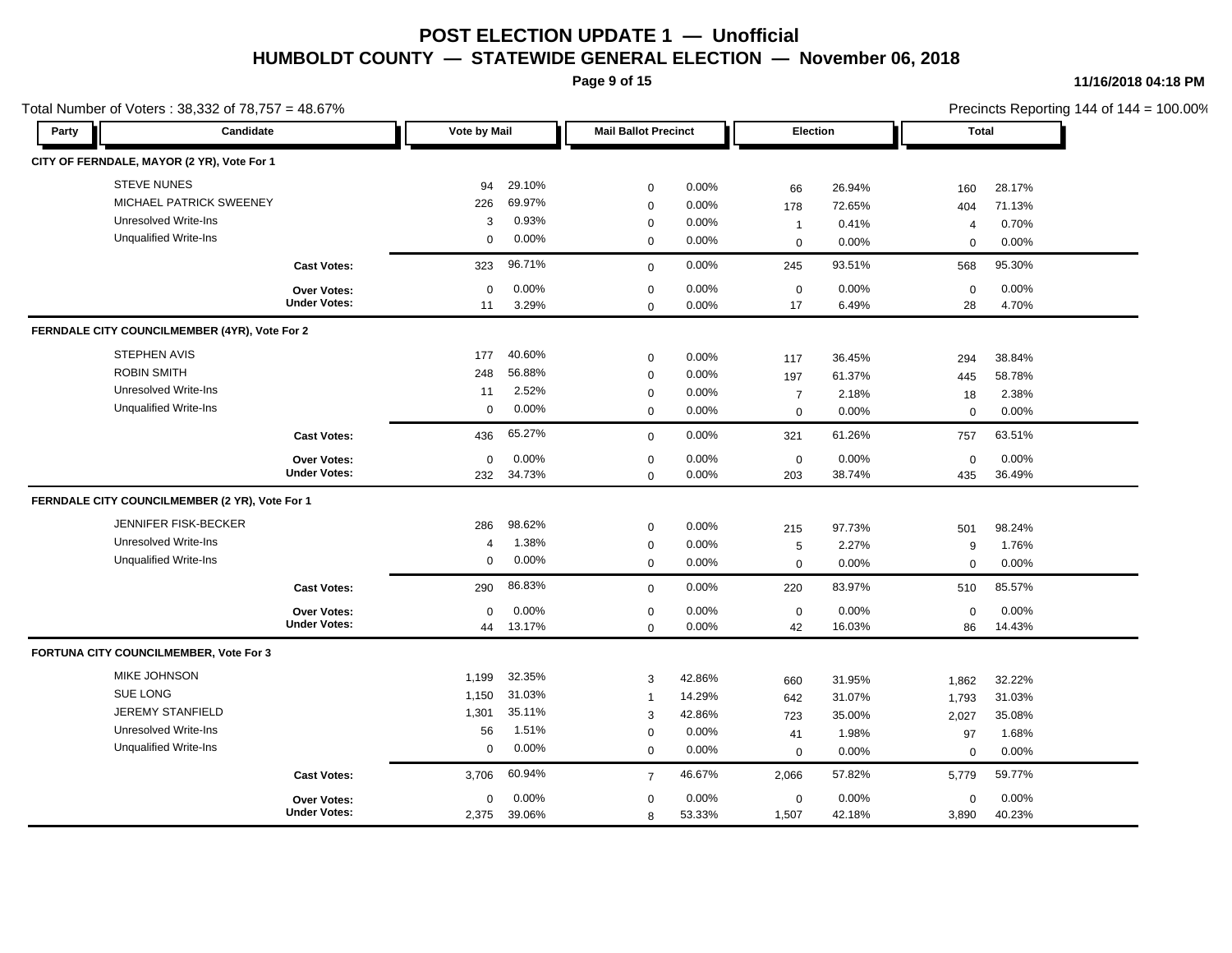# POST ELECTION UPDATE 1 — Unofficial

## HUMBOLDT COUNTY — STATEWIDE GENERAL ELECTION — November 06, 2018

11/16/2018 04:18 PM

Total Number of Voters : 38,332 of 78,757 = 48.67%

Precincts Reporting 144 of 144 = 100.00%

| Party | Candidate | Vote by Mail | | Mail Ballot Precinct | | Election | | Total | |
|---|---|---|---|---|---|---|---|---|---|
| **CITY OF FERNDALE, MAYOR (2 YR), Vote For 1** | | | | | | | | | |
| | STEVE NUNES | 94 | 29.10% | 0 | 0.00% | 66 | 26.94% | 160 | 28.17% |
| | MICHAEL PATRICK SWEENEY | 226 | 69.97% | 0 | 0.00% | 178 | 72.65% | 404 | 71.13% |
| | Unresolved Write-Ins | 3 | 0.93% | 0 | 0.00% | 1 | 0.41% | 4 | 0.70% |
| | Unqualified Write-Ins | 0 | 0.00% | 0 | 0.00% | 0 | 0.00% | 0 | 0.00% |
| | **Cast Votes:** | 323 | 96.71% | 0 | 0.00% | 245 | 93.51% | 568 | 95.30% |
| | **Over Votes:** | 0 | 0.00% | 0 | 0.00% | 0 | 0.00% | 0 | 0.00% |
| | **Under Votes:** | 11 | 3.29% | 0 | 0.00% | 17 | 6.49% | 28 | 4.70% |
| **FERNDALE CITY COUNCILMEMBER (4YR), Vote For 2** | | | | | | | | | |
| | STEPHEN AVIS | 177 | 40.60% | 0 | 0.00% | 117 | 36.45% | 294 | 38.84% |
| | ROBIN SMITH | 248 | 56.88% | 0 | 0.00% | 197 | 61.37% | 445 | 58.78% |
| | Unresolved Write-Ins | 11 | 2.52% | 0 | 0.00% | 7 | 2.18% | 18 | 2.38% |
| | Unqualified Write-Ins | 0 | 0.00% | 0 | 0.00% | 0 | 0.00% | 0 | 0.00% |
| | **Cast Votes:** | 436 | 65.27% | 0 | 0.00% | 321 | 61.26% | 757 | 63.51% |
| | **Over Votes:** | 0 | 0.00% | 0 | 0.00% | 0 | 0.00% | 0 | 0.00% |
| | **Under Votes:** | 232 | 34.73% | 0 | 0.00% | 203 | 38.74% | 435 | 36.49% |
| **FERNDALE CITY COUNCILMEMBER (2 YR), Vote For 1** | | | | | | | | | |
| | JENNIFER FISK-BECKER | 286 | 98.62% | 0 | 0.00% | 215 | 97.73% | 501 | 98.24% |
| | Unresolved Write-Ins | 4 | 1.38% | 0 | 0.00% | 5 | 2.27% | 9 | 1.76% |
| | Unqualified Write-Ins | 0 | 0.00% | 0 | 0.00% | 0 | 0.00% | 0 | 0.00% |
| | **Cast Votes:** | 290 | 86.83% | 0 | 0.00% | 220 | 83.97% | 510 | 85.57% |
| | **Over Votes:** | 0 | 0.00% | 0 | 0.00% | 0 | 0.00% | 0 | 0.00% |
| | **Under Votes:** | 44 | 13.17% | 0 | 0.00% | 42 | 16.03% | 86 | 14.43% |
| **FORTUNA CITY COUNCILMEMBER, Vote For 3** | | | | | | | | | |
| | MIKE JOHNSON | 1,199 | 32.35% | 3 | 42.86% | 660 | 31.95% | 1,862 | 32.22% |
| | SUE LONG | 1,150 | 31.03% | 1 | 14.29% | 642 | 31.07% | 1,793 | 31.03% |
| | JEREMY STANFIELD | 1,301 | 35.11% | 3 | 42.86% | 723 | 35.00% | 2,027 | 35.08% |
| | Unresolved Write-Ins | 56 | 1.51% | 0 | 0.00% | 41 | 1.98% | 97 | 1.68% |
| | Unqualified Write-Ins | 0 | 0.00% | 0 | 0.00% | 0 | 0.00% | 0 | 0.00% |
| | **Cast Votes:** | 3,706 | 60.94% | 7 | 46.67% | 2,066 | 57.82% | 5,779 | 59.77% |
| | **Over Votes:** | 0 | 0.00% | 0 | 0.00% | 0 | 0.00% | 0 | 0.00% |
| | **Under Votes:** | 2,375 | 39.06% | 8 | 53.33% | 1,507 | 42.18% | 3,890 | 40.23% |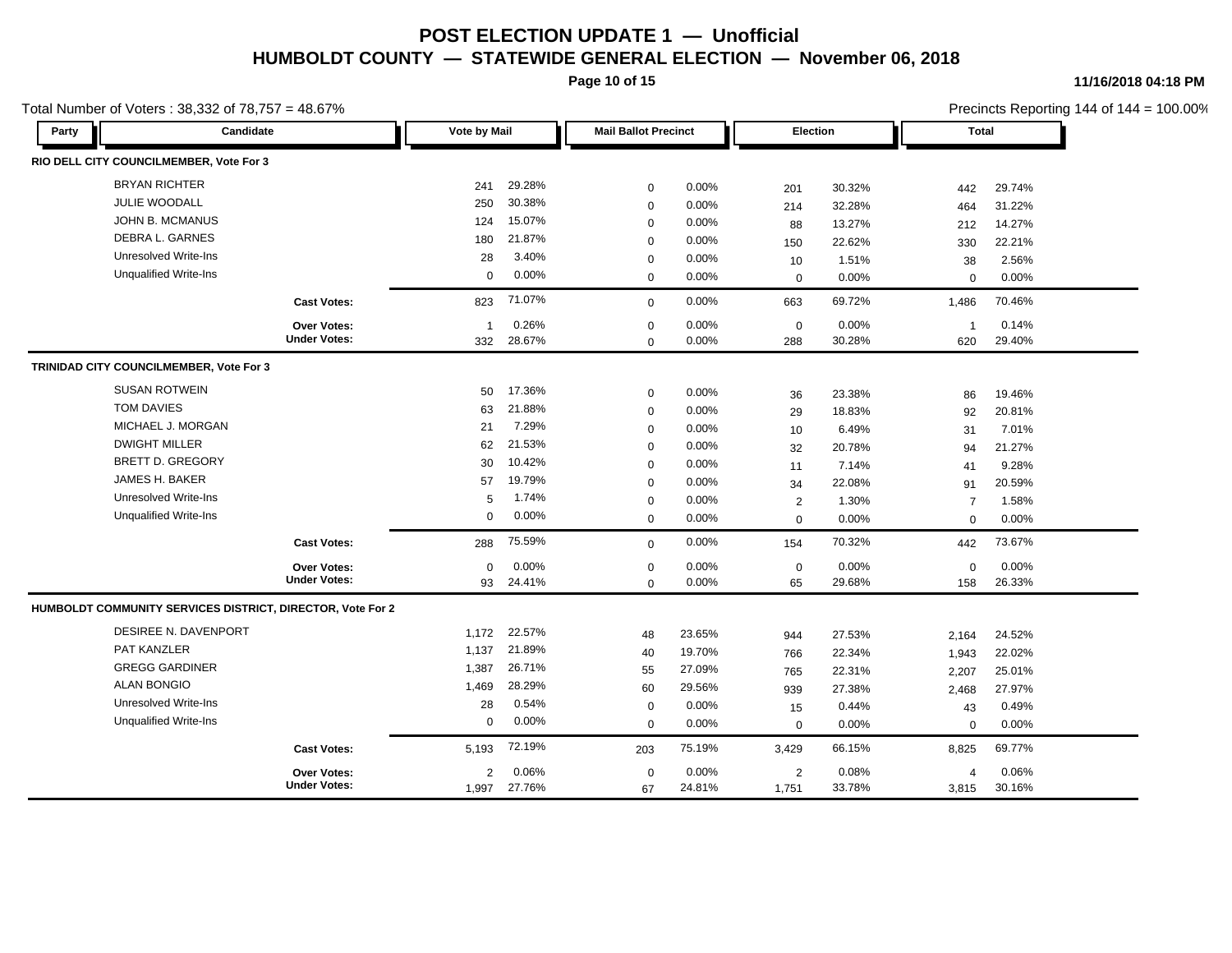# POST ELECTION UPDATE 1 — Unofficial

## HUMBOLDT COUNTY — STATEWIDE GENERAL ELECTION — November 06, 2018

11/16/2018 04:18 PM

Total Number of Voters : 38,332 of 78,757 = 48.67%

Precincts Reporting 144 of 144 = 100.00%

| Party | Candidate | Vote by Mail | | Mail Ballot Precinct | | Election | | Total | |
|---|---|---|---|---|---|---|---|---|---|
| **RIO DELL CITY COUNCILMEMBER, Vote For 3** | | | | | | | | | |
| | BRYAN RICHTER | 241 | 29.28% | 0 | 0.00% | 201 | 30.32% | 442 | 29.74% |
| | JULIE WOODALL | 250 | 30.38% | 0 | 0.00% | 214 | 32.28% | 464 | 31.22% |
| | JOHN B. MCMANUS | 124 | 15.07% | 0 | 0.00% | 88 | 13.27% | 212 | 14.27% |
| | DEBRA L. GARNES | 180 | 21.87% | 0 | 0.00% | 150 | 22.62% | 330 | 22.21% |
| | Unresolved Write-Ins | 28 | 3.40% | 0 | 0.00% | 10 | 1.51% | 38 | 2.56% |
| | Unqualified Write-Ins | 0 | 0.00% | 0 | 0.00% | 0 | 0.00% | 0 | 0.00% |
| | **Cast Votes:** | 823 | 71.07% | 0 | 0.00% | 663 | 69.72% | 1,486 | 70.46% |
| | **Over Votes:** | 1 | 0.26% | 0 | 0.00% | 0 | 0.00% | 1 | 0.14% |
| | **Under Votes:** | 332 | 28.67% | 0 | 0.00% | 288 | 30.28% | 620 | 29.40% |
| **TRINIDAD CITY COUNCILMEMBER, Vote For 3** | | | | | | | | | |
| | SUSAN ROTWEIN | 50 | 17.36% | 0 | 0.00% | 36 | 23.38% | 86 | 19.46% |
| | TOM DAVIES | 63 | 21.88% | 0 | 0.00% | 29 | 18.83% | 92 | 20.81% |
| | MICHAEL J. MORGAN | 21 | 7.29% | 0 | 0.00% | 10 | 6.49% | 31 | 7.01% |
| | DWIGHT MILLER | 62 | 21.53% | 0 | 0.00% | 32 | 20.78% | 94 | 21.27% |
| | BRETT D. GREGORY | 30 | 10.42% | 0 | 0.00% | 11 | 7.14% | 41 | 9.28% |
| | JAMES H. BAKER | 57 | 19.79% | 0 | 0.00% | 34 | 22.08% | 91 | 20.59% |
| | Unresolved Write-Ins | 5 | 1.74% | 0 | 0.00% | 2 | 1.30% | 7 | 1.58% |
| | Unqualified Write-Ins | 0 | 0.00% | 0 | 0.00% | 0 | 0.00% | 0 | 0.00% |
| | **Cast Votes:** | 288 | 75.59% | 0 | 0.00% | 154 | 70.32% | 442 | 73.67% |
| | **Over Votes:** | 0 | 0.00% | 0 | 0.00% | 0 | 0.00% | 0 | 0.00% |
| | **Under Votes:** | 93 | 24.41% | 0 | 0.00% | 65 | 29.68% | 158 | 26.33% |
| **HUMBOLDT COMMUNITY SERVICES DISTRICT, DIRECTOR, Vote For 2** | | | | | | | | | |
| | DESIREE N. DAVENPORT | 1,172 | 22.57% | 48 | 23.65% | 944 | 27.53% | 2,164 | 24.52% |
| | PAT KANZLER | 1,137 | 21.89% | 40 | 19.70% | 766 | 22.34% | 1,943 | 22.02% |
| | GREGG GARDINER | 1,387 | 26.71% | 55 | 27.09% | 765 | 22.31% | 2,207 | 25.01% |
| | ALAN BONGIO | 1,469 | 28.29% | 60 | 29.56% | 939 | 27.38% | 2,468 | 27.97% |
| | Unresolved Write-Ins | 28 | 0.54% | 0 | 0.00% | 15 | 0.44% | 43 | 0.49% |
| | Unqualified Write-Ins | 0 | 0.00% | 0 | 0.00% | 0 | 0.00% | 0 | 0.00% |
| | **Cast Votes:** | 5,193 | 72.19% | 203 | 75.19% | 3,429 | 66.15% | 8,825 | 69.77% |
| | **Over Votes:** | 2 | 0.06% | 0 | 0.00% | 2 | 0.08% | 4 | 0.06% |
| | **Under Votes:** | 1,997 | 27.76% | 67 | 24.81% | 1,751 | 33.78% | 3,815 | 30.16% |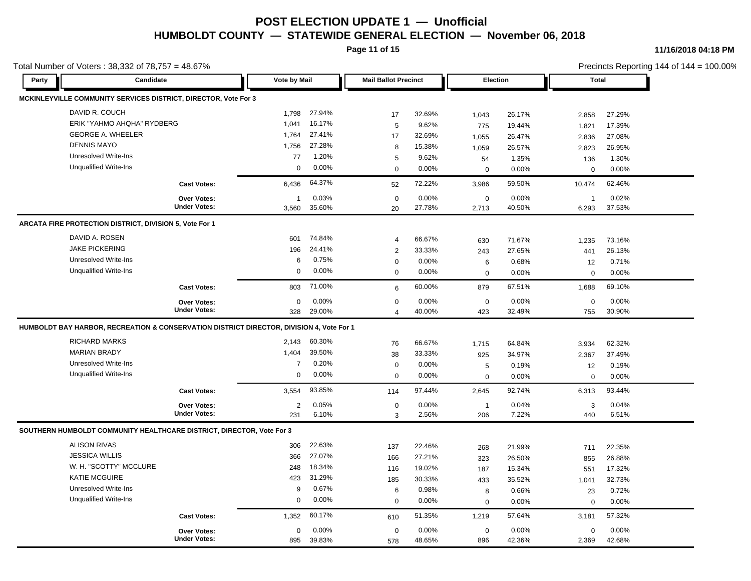# POST ELECTION UPDATE 1 — Unofficial

## HUMBOLDT COUNTY — STATEWIDE GENERAL ELECTION — November 06, 2018

11/16/2018 04:18 PM

Total Number of Voters : 38,332 of 78,757 = 48.67%

Precincts Reporting 144 of 144 = 100.00%

| Party | Candidate | Vote by Mail | | Mail Ballot Precinct | | Election | | Total | |
|---|---|---|---|---|---|---|---|---|---|
| **MCKINLEYVILLE COMMUNITY SERVICES DISTRICT, DIRECTOR, Vote For 3** | | | | | | | | | |
| | DAVID R. COUCH | 1,798 | 27.94% | 17 | 32.69% | 1,043 | 26.17% | 2,858 | 27.29% |
| | ERIK "YAHMO AHQHA" RYDBERG | 1,041 | 16.17% | 5 | 9.62% | 775 | 19.44% | 1,821 | 17.39% |
| | GEORGE A. WHEELER | 1,764 | 27.41% | 17 | 32.69% | 1,055 | 26.47% | 2,836 | 27.08% |
| | DENNIS MAYO | 1,756 | 27.28% | 8 | 15.38% | 1,059 | 26.57% | 2,823 | 26.95% |
| | Unresolved Write-Ins | 77 | 1.20% | 5 | 9.62% | 54 | 1.35% | 136 | 1.30% |
| | Unqualified Write-Ins | 0 | 0.00% | 0 | 0.00% | 0 | 0.00% | 0 | 0.00% |
| | **Cast Votes:** | 6,436 | 64.37% | 52 | 72.22% | 3,986 | 59.50% | 10,474 | 62.46% |
| | **Over Votes:** | 1 | 0.03% | 0 | 0.00% | 0 | 0.00% | 1 | 0.02% |
| | **Under Votes:** | 3,560 | 35.60% | 20 | 27.78% | 2,713 | 40.50% | 6,293 | 37.53% |
| **ARCATA FIRE PROTECTION DISTRICT, DIVISION 5, Vote For 1** | | | | | | | | | |
| | DAVID A. ROSEN | 601 | 74.84% | 4 | 66.67% | 630 | 71.67% | 1,235 | 73.16% |
| | JAKE PICKERING | 196 | 24.41% | 2 | 33.33% | 243 | 27.65% | 441 | 26.13% |
| | Unresolved Write-Ins | 6 | 0.75% | 0 | 0.00% | 6 | 0.68% | 12 | 0.71% |
| | Unqualified Write-Ins | 0 | 0.00% | 0 | 0.00% | 0 | 0.00% | 0 | 0.00% |
| | **Cast Votes:** | 803 | 71.00% | 6 | 60.00% | 879 | 67.51% | 1,688 | 69.10% |
| | **Over Votes:** | 0 | 0.00% | 0 | 0.00% | 0 | 0.00% | 0 | 0.00% |
| | **Under Votes:** | 328 | 29.00% | 4 | 40.00% | 423 | 32.49% | 755 | 30.90% |
| **HUMBOLDT BAY HARBOR, RECREATION & CONSERVATION DISTRICT DIRECTOR, DIVISION 4, Vote For 1** | | | | | | | | | |
| | RICHARD MARKS | 2,143 | 60.30% | 76 | 66.67% | 1,715 | 64.84% | 3,934 | 62.32% |
| | MARIAN BRADY | 1,404 | 39.50% | 38 | 33.33% | 925 | 34.97% | 2,367 | 37.49% |
| | Unresolved Write-Ins | 7 | 0.20% | 0 | 0.00% | 5 | 0.19% | 12 | 0.19% |
| | Unqualified Write-Ins | 0 | 0.00% | 0 | 0.00% | 0 | 0.00% | 0 | 0.00% |
| | **Cast Votes:** | 3,554 | 93.85% | 114 | 97.44% | 2,645 | 92.74% | 6,313 | 93.44% |
| | **Over Votes:** | 2 | 0.05% | 0 | 0.00% | 1 | 0.04% | 3 | 0.04% |
| | **Under Votes:** | 231 | 6.10% | 3 | 2.56% | 206 | 7.22% | 440 | 6.51% |
| **SOUTHERN HUMBOLDT COMMUNITY HEALTHCARE DISTRICT, DIRECTOR, Vote For 3** | | | | | | | | | |
| | ALISON RIVAS | 306 | 22.63% | 137 | 22.46% | 268 | 21.99% | 711 | 22.35% |
| | JESSICA WILLIS | 366 | 27.07% | 166 | 27.21% | 323 | 26.50% | 855 | 26.88% |
| | W. H. "SCOTTY" MCCLURE | 248 | 18.34% | 116 | 19.02% | 187 | 15.34% | 551 | 17.32% |
| | KATIE MCGUIRE | 423 | 31.29% | 185 | 30.33% | 433 | 35.52% | 1,041 | 32.73% |
| | Unresolved Write-Ins | 9 | 0.67% | 6 | 0.98% | 8 | 0.66% | 23 | 0.72% |
| | Unqualified Write-Ins | 0 | 0.00% | 0 | 0.00% | 0 | 0.00% | 0 | 0.00% |
| | **Cast Votes:** | 1,352 | 60.17% | 610 | 51.35% | 1,219 | 57.64% | 3,181 | 57.32% |
| | **Over Votes:** | 0 | 0.00% | 0 | 0.00% | 0 | 0.00% | 0 | 0.00% |
| | **Under Votes:** | 895 | 39.83% | 578 | 48.65% | 896 | 42.36% | 2,369 | 42.68% |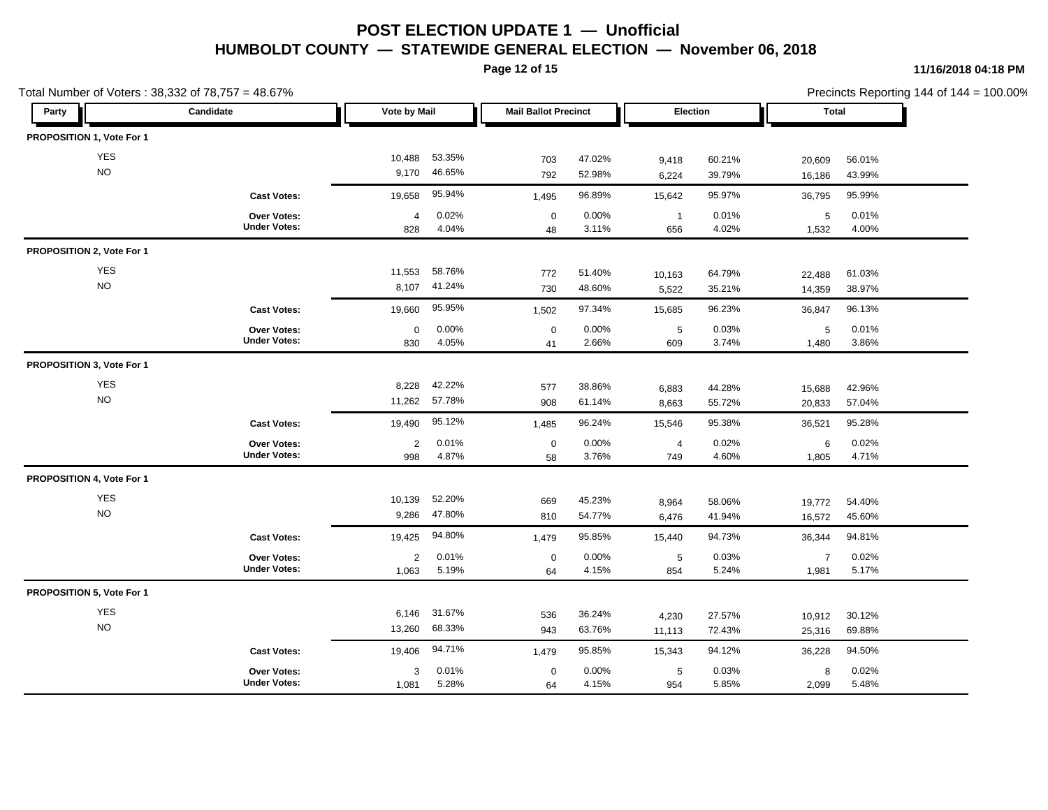# POST ELECTION UPDATE 1 — Unofficial

## HUMBOLDT COUNTY — STATEWIDE GENERAL ELECTION — November 06, 2018

11/16/2018 04:18 PM

Total Number of Voters : 38,332 of 78,757 = 48.67%

Precincts Reporting 144 of 144 = 100.00%

| Party | Candidate | Vote by Mail | | Mail Ballot Precinct | | Election | | Total | |
|---|---|---|---|---|---|---|---|---|---|
| **PROPOSITION 1, Vote For 1** | | | | | | | | | |
| YES | | 10,488 | 53.35% | 703 | 47.02% | 9,418 | 60.21% | 20,609 | 56.01% |
| NO | | 9,170 | 46.65% | 792 | 52.98% | 6,224 | 39.79% | 16,186 | 43.99% |
| | **Cast Votes:** | 19,658 | 95.94% | 1,495 | 96.89% | 15,642 | 95.97% | 36,795 | 95.99% |
| | **Over Votes:** | 4 | 0.02% | 0 | 0.00% | 1 | 0.01% | 5 | 0.01% |
| | **Under Votes:** | 828 | 4.04% | 48 | 3.11% | 656 | 4.02% | 1,532 | 4.00% |
| **PROPOSITION 2, Vote For 1** | | | | | | | | | |
| YES | | 11,553 | 58.76% | 772 | 51.40% | 10,163 | 64.79% | 22,488 | 61.03% |
| NO | | 8,107 | 41.24% | 730 | 48.60% | 5,522 | 35.21% | 14,359 | 38.97% |
| | **Cast Votes:** | 19,660 | 95.95% | 1,502 | 97.34% | 15,685 | 96.23% | 36,847 | 96.13% |
| | **Over Votes:** | 0 | 0.00% | 0 | 0.00% | 5 | 0.03% | 5 | 0.01% |
| | **Under Votes:** | 830 | 4.05% | 41 | 2.66% | 609 | 3.74% | 1,480 | 3.86% |
| **PROPOSITION 3, Vote For 1** | | | | | | | | | |
| YES | | 8,228 | 42.22% | 577 | 38.86% | 6,883 | 44.28% | 15,688 | 42.96% |
| NO | | 11,262 | 57.78% | 908 | 61.14% | 8,663 | 55.72% | 20,833 | 57.04% |
| | **Cast Votes:** | 19,490 | 95.12% | 1,485 | 96.24% | 15,546 | 95.38% | 36,521 | 95.28% |
| | **Over Votes:** | 2 | 0.01% | 0 | 0.00% | 4 | 0.02% | 6 | 0.02% |
| | **Under Votes:** | 998 | 4.87% | 58 | 3.76% | 749 | 4.60% | 1,805 | 4.71% |
| **PROPOSITION 4, Vote For 1** | | | | | | | | | |
| YES | | 10,139 | 52.20% | 669 | 45.23% | 8,964 | 58.06% | 19,772 | 54.40% |
| NO | | 9,286 | 47.80% | 810 | 54.77% | 6,476 | 41.94% | 16,572 | 45.60% |
| | **Cast Votes:** | 19,425 | 94.80% | 1,479 | 95.85% | 15,440 | 94.73% | 36,344 | 94.81% |
| | **Over Votes:** | 2 | 0.01% | 0 | 0.00% | 5 | 0.03% | 7 | 0.02% |
| | **Under Votes:** | 1,063 | 5.19% | 64 | 4.15% | 854 | 5.24% | 1,981 | 5.17% |
| **PROPOSITION 5, Vote For 1** | | | | | | | | | |
| YES | | 6,146 | 31.67% | 536 | 36.24% | 4,230 | 27.57% | 10,912 | 30.12% |
| NO | | 13,260 | 68.33% | 943 | 63.76% | 11,113 | 72.43% | 25,316 | 69.88% |
| | **Cast Votes:** | 19,406 | 94.71% | 1,479 | 95.85% | 15,343 | 94.12% | 36,228 | 94.50% |
| | **Over Votes:** | 3 | 0.01% | 0 | 0.00% | 5 | 0.03% | 8 | 0.02% |
| | **Under Votes:** | 1,081 | 5.28% | 64 | 4.15% | 954 | 5.85% | 2,099 | 5.48% |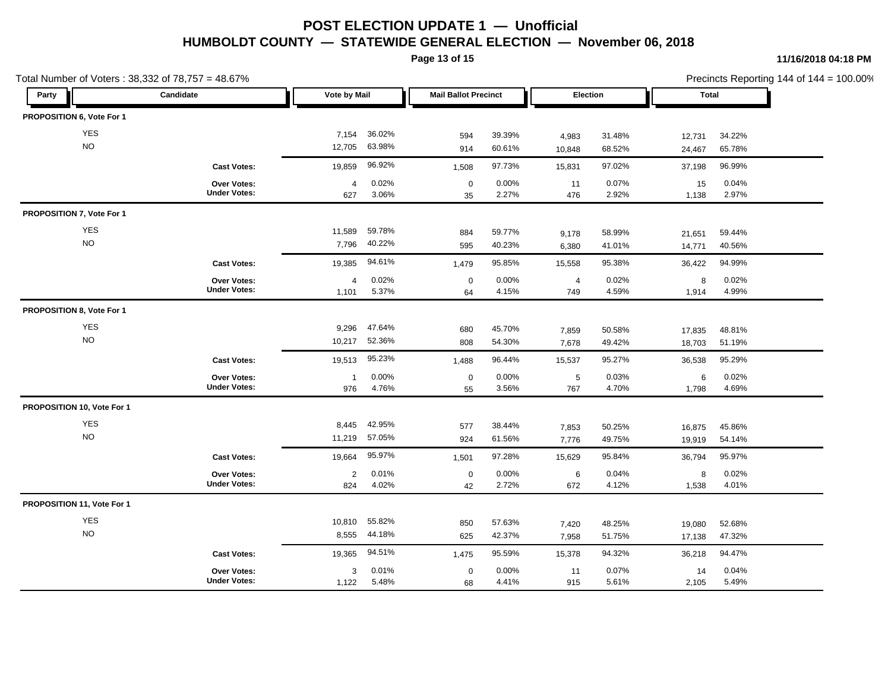# POST ELECTION UPDATE 1 — Unofficial

## HUMBOLDT COUNTY — STATEWIDE GENERAL ELECTION — November 06, 2018

11/16/2018 04:18 PM

Total Number of Voters : 38,332 of 78,757 = 48.67%

Precincts Reporting 144 of 144 = 100.00%

| Party | Candidate | Vote by Mail | | Mail Ballot Precinct | | Election | | Total | |
|---|---|---|---|---|---|---|---|---|---|
| **PROPOSITION 6, Vote For 1** | | | | | | | | | |
| | YES | 7,154 | 36.02% | 594 | 39.39% | 4,983 | 31.48% | 12,731 | 34.22% |
| | NO | 12,705 | 63.98% | 914 | 60.61% | 10,848 | 68.52% | 24,467 | 65.78% |
| | **Cast Votes:** | 19,859 | 96.92% | 1,508 | 97.73% | 15,831 | 97.02% | 37,198 | 96.99% |
| | **Over Votes:** | 4 | 0.02% | 0 | 0.00% | 11 | 0.07% | 15 | 0.04% |
| | **Under Votes:** | 627 | 3.06% | 35 | 2.27% | 476 | 2.92% | 1,138 | 2.97% |
| **PROPOSITION 7, Vote For 1** | | | | | | | | | |
| | YES | 11,589 | 59.78% | 884 | 59.77% | 9,178 | 58.99% | 21,651 | 59.44% |
| | NO | 7,796 | 40.22% | 595 | 40.23% | 6,380 | 41.01% | 14,771 | 40.56% |
| | **Cast Votes:** | 19,385 | 94.61% | 1,479 | 95.85% | 15,558 | 95.38% | 36,422 | 94.99% |
| | **Over Votes:** | 4 | 0.02% | 0 | 0.00% | 4 | 0.02% | 8 | 0.02% |
| | **Under Votes:** | 1,101 | 5.37% | 64 | 4.15% | 749 | 4.59% | 1,914 | 4.99% |
| **PROPOSITION 8, Vote For 1** | | | | | | | | | |
| | YES | 9,296 | 47.64% | 680 | 45.70% | 7,859 | 50.58% | 17,835 | 48.81% |
| | NO | 10,217 | 52.36% | 808 | 54.30% | 7,678 | 49.42% | 18,703 | 51.19% |
| | **Cast Votes:** | 19,513 | 95.23% | 1,488 | 96.44% | 15,537 | 95.27% | 36,538 | 95.29% |
| | **Over Votes:** | 1 | 0.00% | 0 | 0.00% | 5 | 0.03% | 6 | 0.02% |
| | **Under Votes:** | 976 | 4.76% | 55 | 3.56% | 767 | 4.70% | 1,798 | 4.69% |
| **PROPOSITION 10, Vote For 1** | | | | | | | | | |
| | YES | 8,445 | 42.95% | 577 | 38.44% | 7,853 | 50.25% | 16,875 | 45.86% |
| | NO | 11,219 | 57.05% | 924 | 61.56% | 7,776 | 49.75% | 19,919 | 54.14% |
| | **Cast Votes:** | 19,664 | 95.97% | 1,501 | 97.28% | 15,629 | 95.84% | 36,794 | 95.97% |
| | **Over Votes:** | 2 | 0.01% | 0 | 0.00% | 6 | 0.04% | 8 | 0.02% |
| | **Under Votes:** | 824 | 4.02% | 42 | 2.72% | 672 | 4.12% | 1,538 | 4.01% |
| **PROPOSITION 11, Vote For 1** | | | | | | | | | |
| | YES | 10,810 | 55.82% | 850 | 57.63% | 7,420 | 48.25% | 19,080 | 52.68% |
| | NO | 8,555 | 44.18% | 625 | 42.37% | 7,958 | 51.75% | 17,138 | 47.32% |
| | **Cast Votes:** | 19,365 | 94.51% | 1,475 | 95.59% | 15,378 | 94.32% | 36,218 | 94.47% |
| | **Over Votes:** | 3 | 0.01% | 0 | 0.00% | 11 | 0.07% | 14 | 0.04% |
| | **Under Votes:** | 1,122 | 5.48% | 68 | 4.41% | 915 | 5.61% | 2,105 | 5.49% |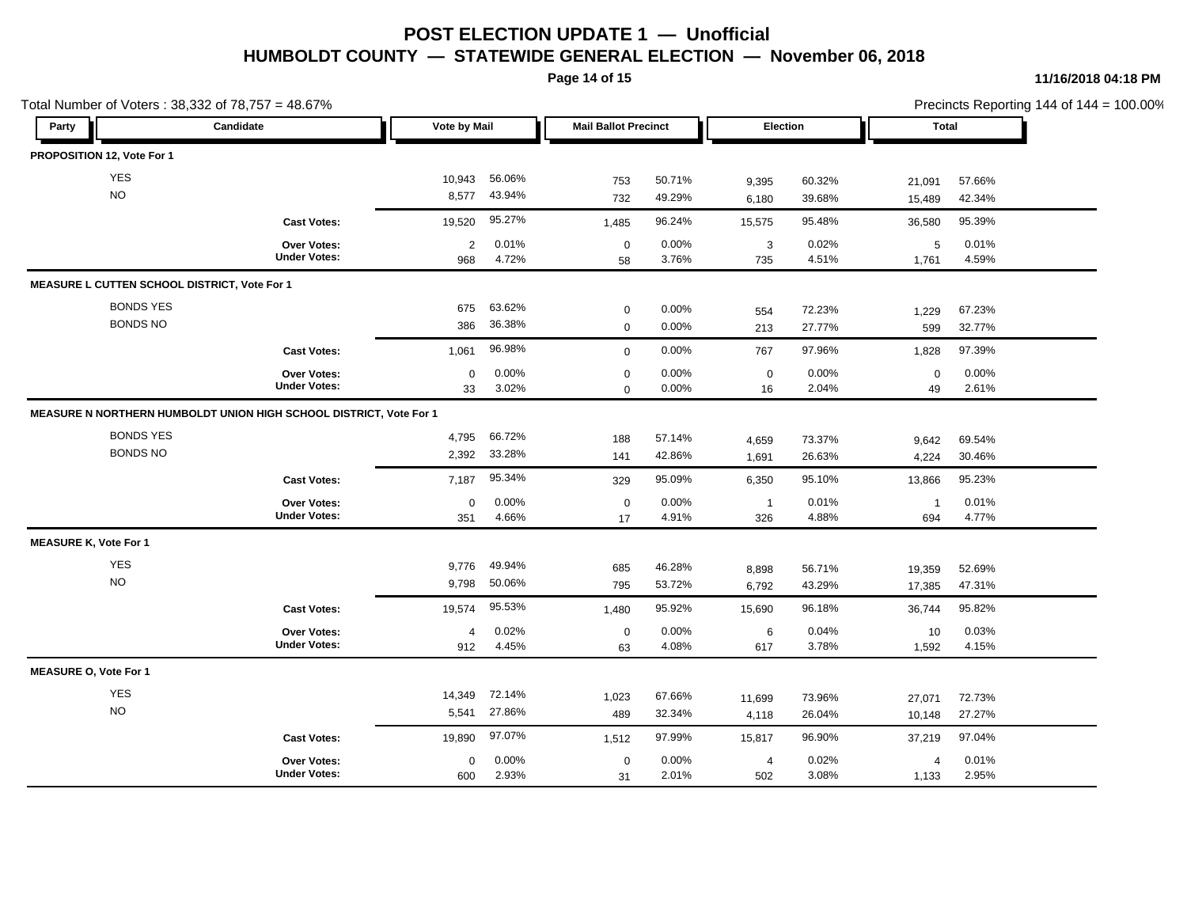# POST ELECTION UPDATE 1 — Unofficial

## HUMBOLDT COUNTY — STATEWIDE GENERAL ELECTION — November 06, 2018

11/16/2018 04:18 PM

Total Number of Voters : 38,332 of 78,757 = 48.67%

Precincts Reporting 144 of 144 = 100.00%

| Party | Candidate | Vote by Mail | | Mail Ballot Precinct | | Election | | Total | |
|---|---|---|---|---|---|---|---|---|---|
| **PROPOSITION 12, Vote For 1** | | | | | | | | | |
| | YES | 10,943 | 56.06% | 753 | 50.71% | 9,395 | 60.32% | 21,091 | 57.66% |
| | NO | 8,577 | 43.94% | 732 | 49.29% | 6,180 | 39.68% | 15,489 | 42.34% |
| | **Cast Votes:** | 19,520 | 95.27% | 1,485 | 96.24% | 15,575 | 95.48% | 36,580 | 95.39% |
| | **Over Votes:** | 2 | 0.01% | 0 | 0.00% | 3 | 0.02% | 5 | 0.01% |
| | **Under Votes:** | 968 | 4.72% | 58 | 3.76% | 735 | 4.51% | 1,761 | 4.59% |
| **MEASURE L CUTTEN SCHOOL DISTRICT, Vote For 1** | | | | | | | | | |
| | BONDS YES | 675 | 63.62% | 0 | 0.00% | 554 | 72.23% | 1,229 | 67.23% |
| | BONDS NO | 386 | 36.38% | 0 | 0.00% | 213 | 27.77% | 599 | 32.77% |
| | **Cast Votes:** | 1,061 | 96.98% | 0 | 0.00% | 767 | 97.96% | 1,828 | 97.39% |
| | **Over Votes:** | 0 | 0.00% | 0 | 0.00% | 0 | 0.00% | 0 | 0.00% |
| | **Under Votes:** | 33 | 3.02% | 0 | 0.00% | 16 | 2.04% | 49 | 2.61% |
| **MEASURE N NORTHERN HUMBOLDT UNION HIGH SCHOOL DISTRICT, Vote For 1** | | | | | | | | | |
| | BONDS YES | 4,795 | 66.72% | 188 | 57.14% | 4,659 | 73.37% | 9,642 | 69.54% |
| | BONDS NO | 2,392 | 33.28% | 141 | 42.86% | 1,691 | 26.63% | 4,224 | 30.46% |
| | **Cast Votes:** | 7,187 | 95.34% | 329 | 95.09% | 6,350 | 95.10% | 13,866 | 95.23% |
| | **Over Votes:** | 0 | 0.00% | 0 | 0.00% | 1 | 0.01% | 1 | 0.01% |
| | **Under Votes:** | 351 | 4.66% | 17 | 4.91% | 326 | 4.88% | 694 | 4.77% |
| **MEASURE K, Vote For 1** | | | | | | | | | |
| | YES | 9,776 | 49.94% | 685 | 46.28% | 8,898 | 56.71% | 19,359 | 52.69% |
| | NO | 9,798 | 50.06% | 795 | 53.72% | 6,792 | 43.29% | 17,385 | 47.31% |
| | **Cast Votes:** | 19,574 | 95.53% | 1,480 | 95.92% | 15,690 | 96.18% | 36,744 | 95.82% |
| | **Over Votes:** | 4 | 0.02% | 0 | 0.00% | 6 | 0.04% | 10 | 0.03% |
| | **Under Votes:** | 912 | 4.45% | 63 | 4.08% | 617 | 3.78% | 1,592 | 4.15% |
| **MEASURE O, Vote For 1** | | | | | | | | | |
| | YES | 14,349 | 72.14% | 1,023 | 67.66% | 11,699 | 73.96% | 27,071 | 72.73% |
| | NO | 5,541 | 27.86% | 489 | 32.34% | 4,118 | 26.04% | 10,148 | 27.27% |
| | **Cast Votes:** | 19,890 | 97.07% | 1,512 | 97.99% | 15,817 | 96.90% | 37,219 | 97.04% |
| | **Over Votes:** | 0 | 0.00% | 0 | 0.00% | 4 | 0.02% | 4 | 0.01% |
| | **Under Votes:** | 600 | 2.93% | 31 | 2.01% | 502 | 3.08% | 1,133 | 2.95% |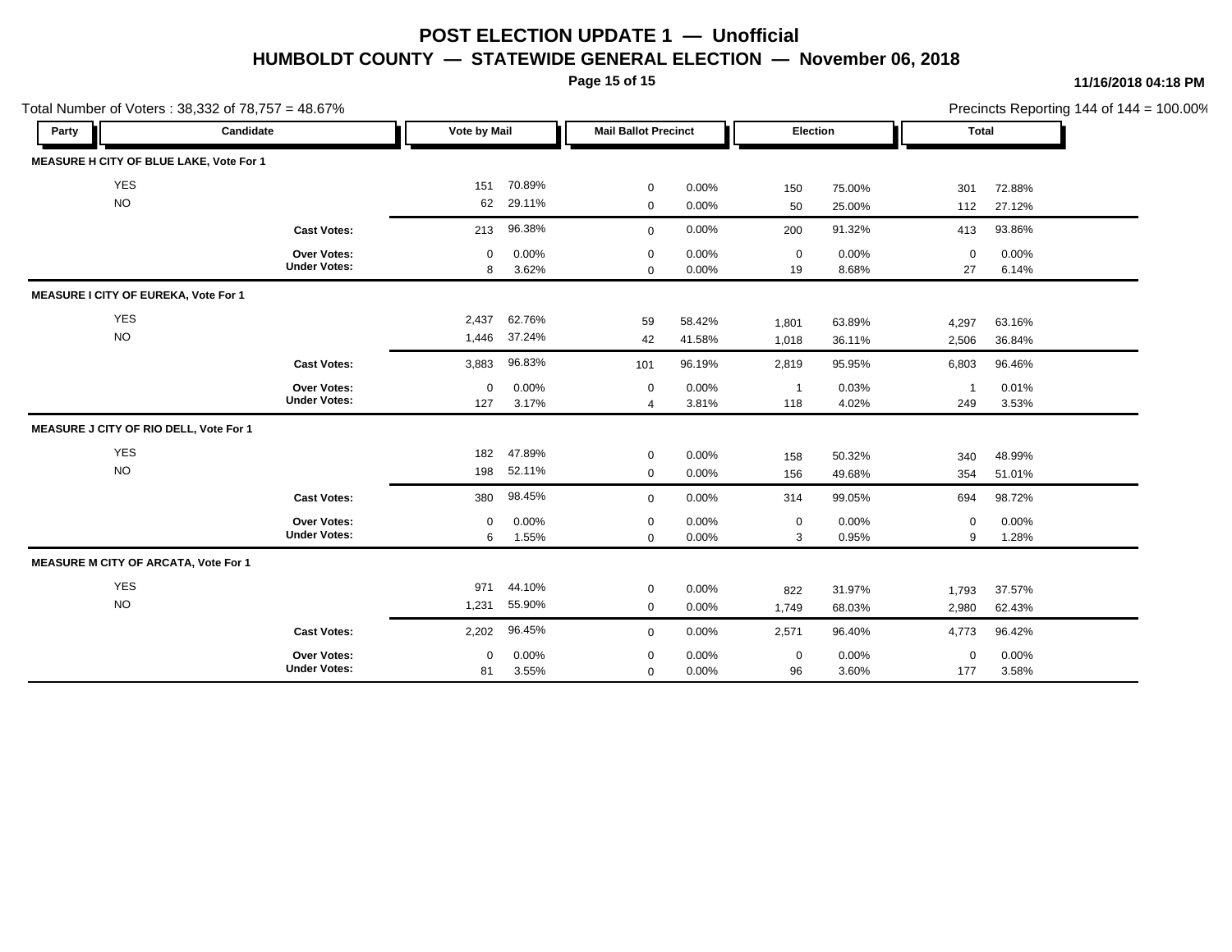# POST ELECTION UPDATE 1 — Unofficial

## HUMBOLDT COUNTY — STATEWIDE GENERAL ELECTION — November 06, 2018

11/16/2018 04:18 PM

Total Number of Voters : 38,332 of 78,757 = 48.67%

Precincts Reporting 144 of 144 = 100.00%

| Party | Candidate | Vote by Mail | | Mail Ballot Precinct | | Election | | Total | |
|---|---|---|---|---|---|---|---|---|---|
| **MEASURE H CITY OF BLUE LAKE, Vote For 1** | | | | | | | | | |
| | YES | 151 | 70.89% | 0 | 0.00% | 150 | 75.00% | 301 | 72.88% |
| | NO | 62 | 29.11% | 0 | 0.00% | 50 | 25.00% | 112 | 27.12% |
| | **Cast Votes:** | 213 | 96.38% | 0 | 0.00% | 200 | 91.32% | 413 | 93.86% |
| | **Over Votes:** | 0 | 0.00% | 0 | 0.00% | 0 | 0.00% | 0 | 0.00% |
| | **Under Votes:** | 8 | 3.62% | 0 | 0.00% | 19 | 8.68% | 27 | 6.14% |
| **MEASURE I CITY OF EUREKA, Vote For 1** | | | | | | | | | |
| | YES | 2,437 | 62.76% | 59 | 58.42% | 1,801 | 63.89% | 4,297 | 63.16% |
| | NO | 1,446 | 37.24% | 42 | 41.58% | 1,018 | 36.11% | 2,506 | 36.84% |
| | **Cast Votes:** | 3,883 | 96.83% | 101 | 96.19% | 2,819 | 95.95% | 6,803 | 96.46% |
| | **Over Votes:** | 0 | 0.00% | 0 | 0.00% | 1 | 0.03% | 1 | 0.01% |
| | **Under Votes:** | 127 | 3.17% | 4 | 3.81% | 118 | 4.02% | 249 | 3.53% |
| **MEASURE J CITY OF RIO DELL, Vote For 1** | | | | | | | | | |
| | YES | 182 | 47.89% | 0 | 0.00% | 158 | 50.32% | 340 | 48.99% |
| | NO | 198 | 52.11% | 0 | 0.00% | 156 | 49.68% | 354 | 51.01% |
| | **Cast Votes:** | 380 | 98.45% | 0 | 0.00% | 314 | 99.05% | 694 | 98.72% |
| | **Over Votes:** | 0 | 0.00% | 0 | 0.00% | 0 | 0.00% | 0 | 0.00% |
| | **Under Votes:** | 6 | 1.55% | 0 | 0.00% | 3 | 0.95% | 9 | 1.28% |
| **MEASURE M CITY OF ARCATA, Vote For 1** | | | | | | | | | |
| | YES | 971 | 44.10% | 0 | 0.00% | 822 | 31.97% | 1,793 | 37.57% |
| | NO | 1,231 | 55.90% | 0 | 0.00% | 1,749 | 68.03% | 2,980 | 62.43% |
| | **Cast Votes:** | 2,202 | 96.45% | 0 | 0.00% | 2,571 | 96.40% | 4,773 | 96.42% |
| | **Over Votes:** | 0 | 0.00% | 0 | 0.00% | 0 | 0.00% | 0 | 0.00% |
| | **Under Votes:** | 81 | 3.55% | 0 | 0.00% | 96 | 3.60% | 177 | 3.58% |